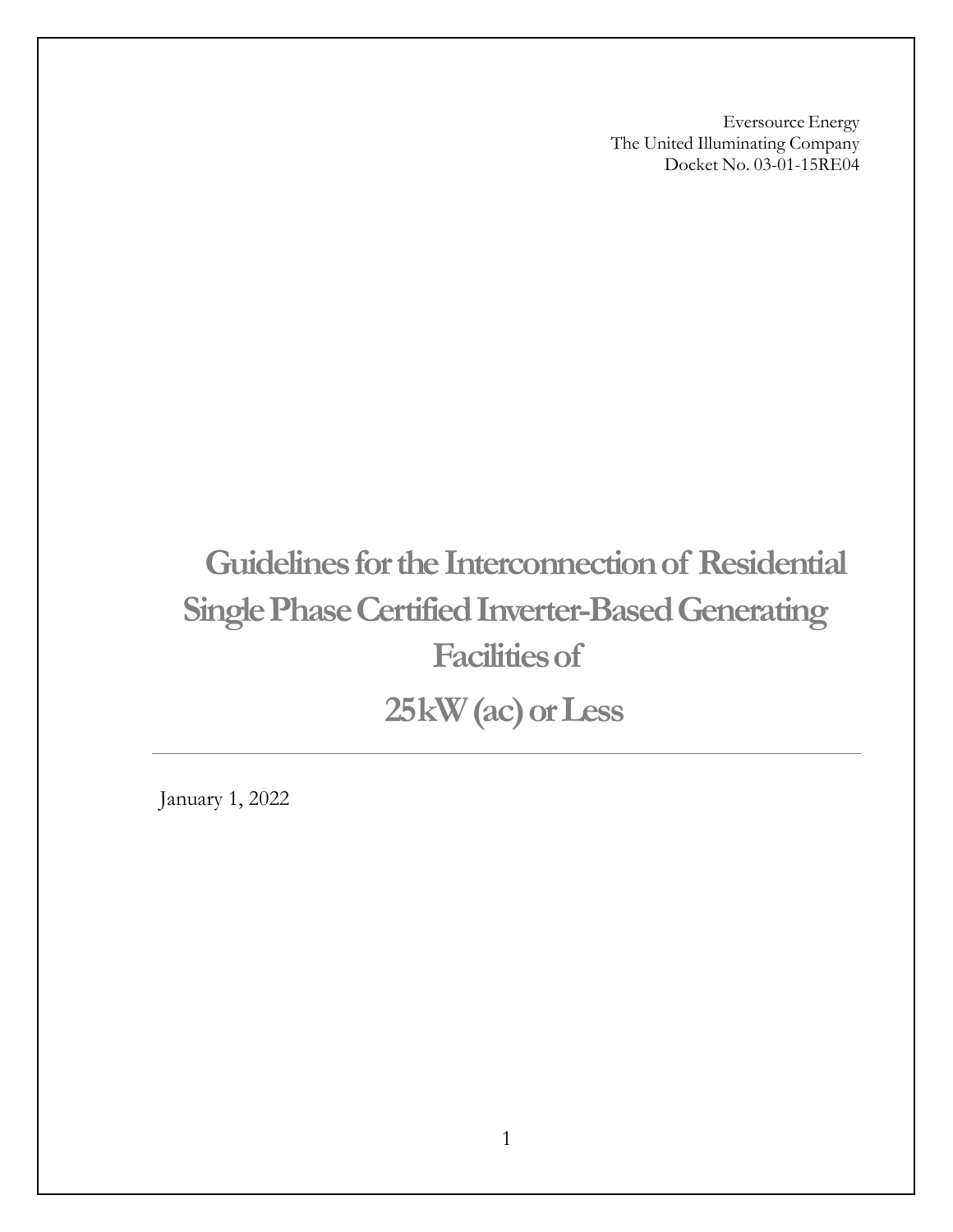Eversource Energy
The United Illuminating Company
Docket No. 03-01-15RE04

# Guidelines for the Interconnection of Residential Single Phase Certified Inverter-Based Generating Facilities of 25kW (ac) or Less

---

January 1, 2022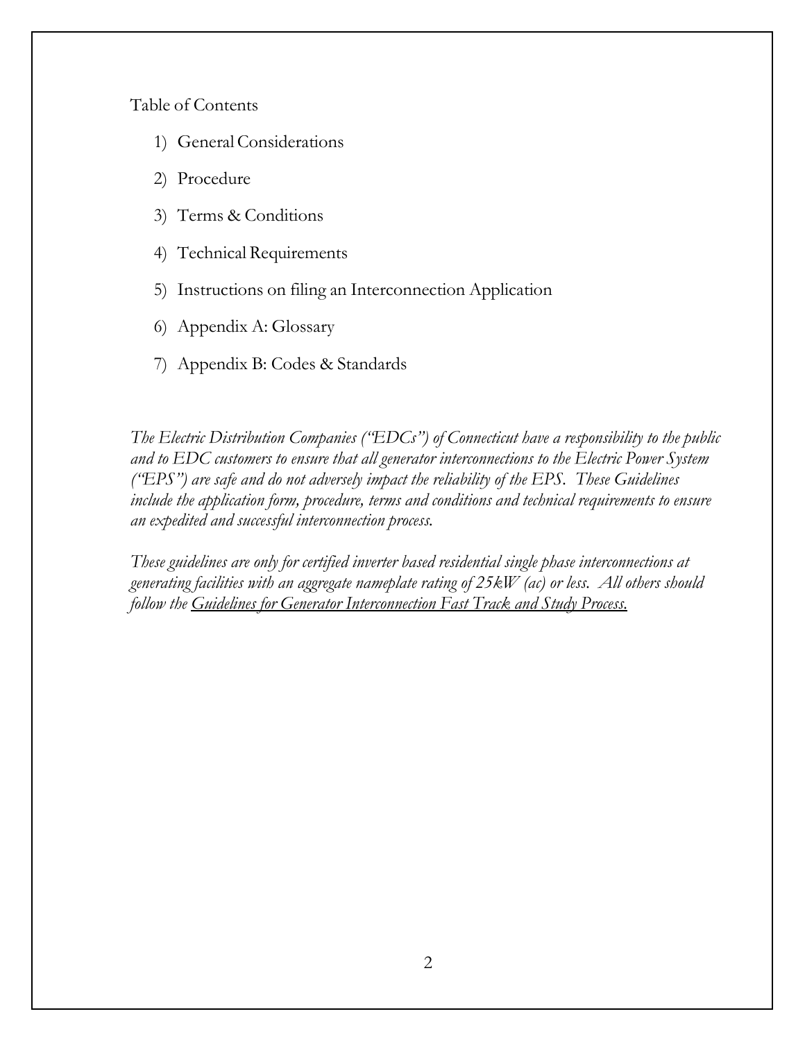Table of Contents

1) General Considerations
2) Procedure
3) Terms & Conditions
4) Technical Requirements
5) Instructions on filing an Interconnection Application
6) Appendix A: Glossary
7) Appendix B: Codes & Standards

*The Electric Distribution Companies ("EDCs") of Connecticut have a responsibility to the public and to EDC customers to ensure that all generator interconnections to the Electric Power System ("EPS") are safe and do not adversely impact the reliability of the EPS. These Guidelines include the application form, procedure, terms and conditions and technical requirements to ensure an expedited and successful interconnection process.*

*These guidelines are only for certified inverter based residential single phase interconnections at generating facilities with an aggregate nameplate rating of 25kW (ac) or less. All others should follow the <u>Guidelines for Generator Interconnection Fast Track and Study Process.</u>*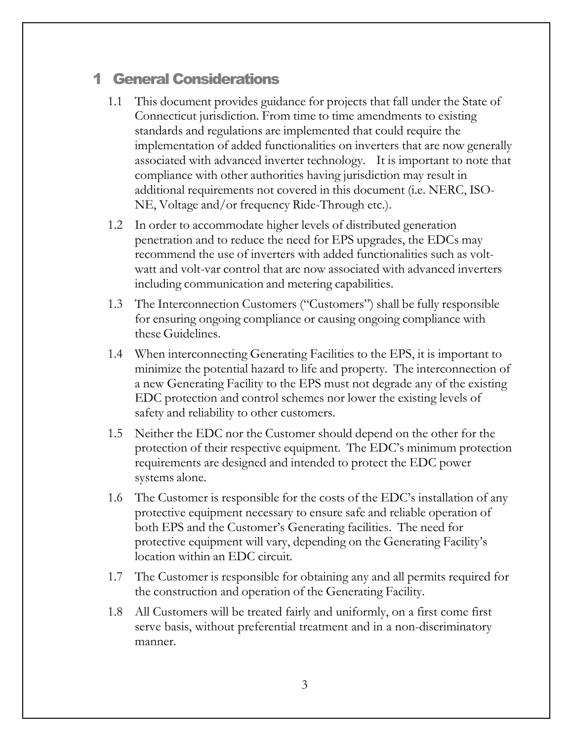# 1 General Considerations

1.1 This document provides guidance for projects that fall under the State of Connecticut jurisdiction. From time to time amendments to existing standards and regulations are implemented that could require the implementation of added functionalities on inverters that are now generally associated with advanced inverter technology. It is important to note that compliance with other authorities having jurisdiction may result in additional requirements not covered in this document (i.e. NERC, ISO-NE, Voltage and/or frequency Ride-Through etc.).

1.2 In order to accommodate higher levels of distributed generation penetration and to reduce the need for EPS upgrades, the EDCs may recommend the use of inverters with added functionalities such as volt-watt and volt-var control that are now associated with advanced inverters including communication and metering capabilities.

1.3 The Interconnection Customers ("Customers") shall be fully responsible for ensuring ongoing compliance or causing ongoing compliance with these Guidelines.

1.4 When interconnecting Generating Facilities to the EPS, it is important to minimize the potential hazard to life and property. The interconnection of a new Generating Facility to the EPS must not degrade any of the existing EDC protection and control schemes nor lower the existing levels of safety and reliability to other customers.

1.5 Neither the EDC nor the Customer should depend on the other for the protection of their respective equipment. The EDC's minimum protection requirements are designed and intended to protect the EDC power systems alone.

1.6 The Customer is responsible for the costs of the EDC's installation of any protective equipment necessary to ensure safe and reliable operation of both EPS and the Customer's Generating facilities. The need for protective equipment will vary, depending on the Generating Facility's location within an EDC circuit.

1.7 The Customer is responsible for obtaining any and all permits required for the construction and operation of the Generating Facility.

1.8 All Customers will be treated fairly and uniformly, on a first come first serve basis, without preferential treatment and in a non-discriminatory manner.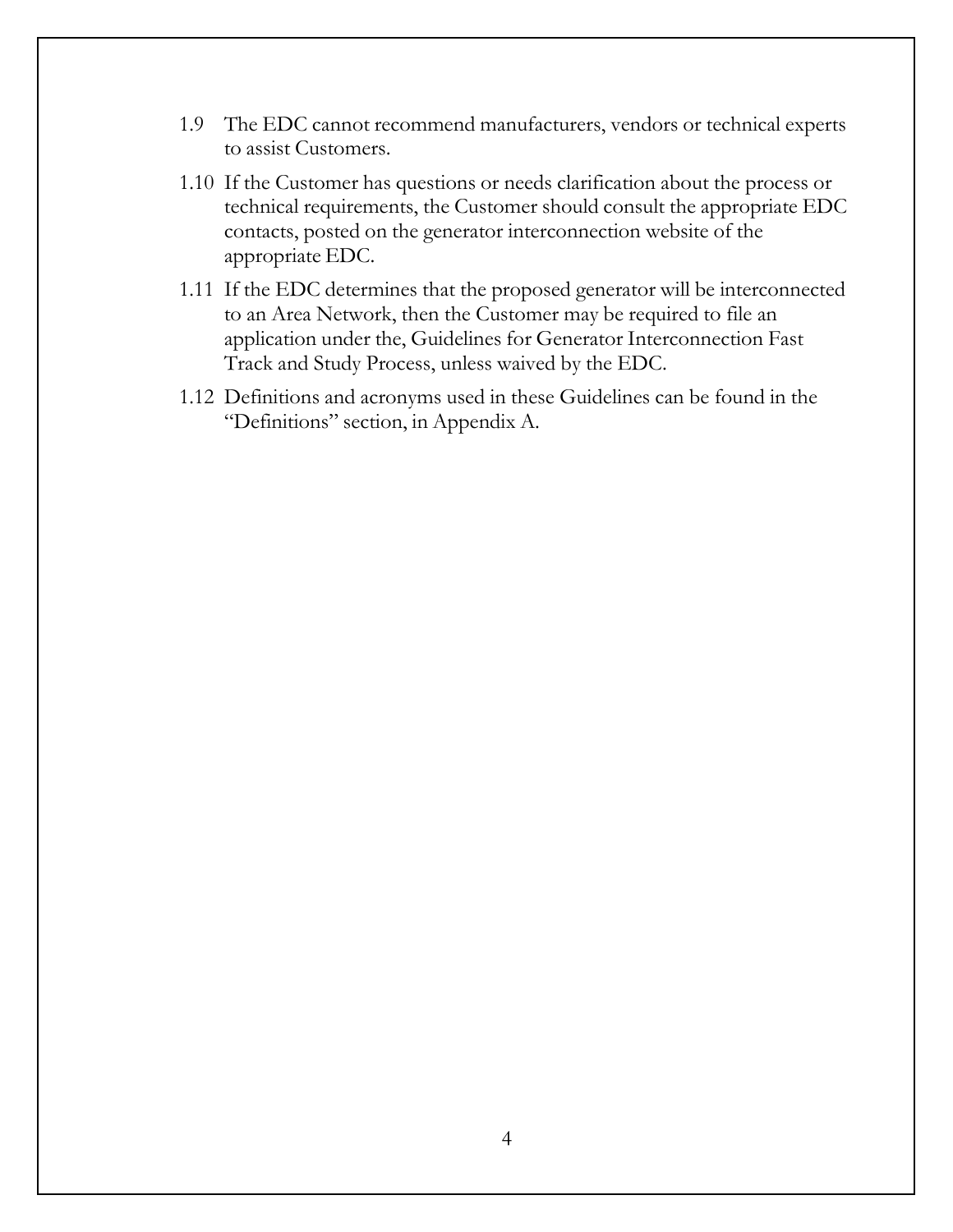1.9 The EDC cannot recommend manufacturers, vendors or technical experts to assist Customers.

1.10 If the Customer has questions or needs clarification about the process or technical requirements, the Customer should consult the appropriate EDC contacts, posted on the generator interconnection website of the appropriate EDC.

1.11 If the EDC determines that the proposed generator will be interconnected to an Area Network, then the Customer may be required to file an application under the, Guidelines for Generator Interconnection Fast Track and Study Process, unless waived by the EDC.

1.12 Definitions and acronyms used in these Guidelines can be found in the "Definitions" section, in Appendix A.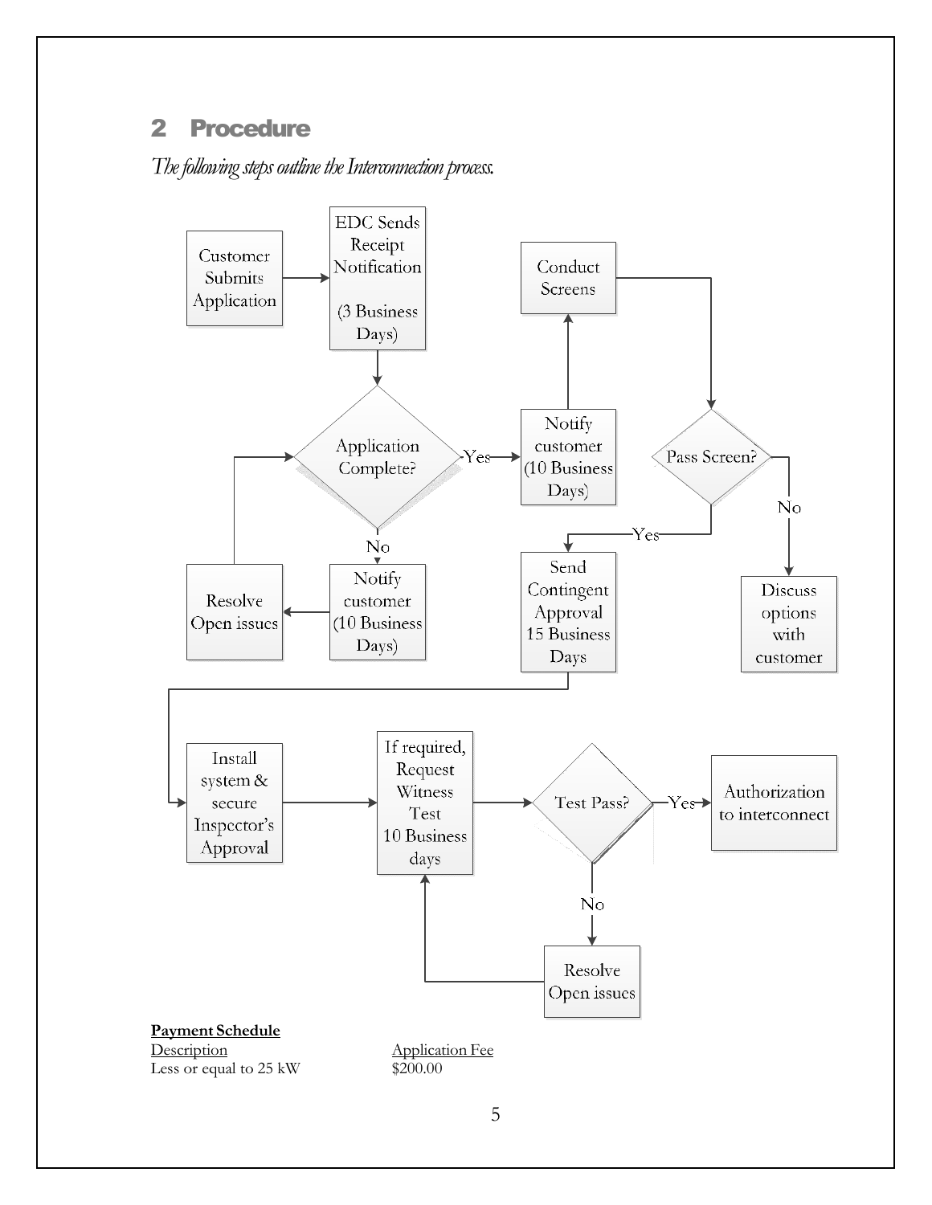## 2 Procedure

*The following steps outline the Interconnection process.*

Customer Submits Application

EDC Sends Receipt Notification (3 Business Days)

Application Complete?

Yes

Notify customer (10 Business Days)

Conduct Screens

Pass Screen?

No

Discuss options with customer

Yes

Send Contingent Approval 15 Business Days

No

Notify customer (10 Business Days)

Resolve Open issues

Install system & secure Inspector's Approval

If required, Request Witness Test 10 Business days

Test Pass?

Yes

Authorization to interconnect

No

Resolve Open issues

**Payment Schedule**

| Description | Application Fee |
|---|---|
| Less or equal to 25 kW | $200.00 |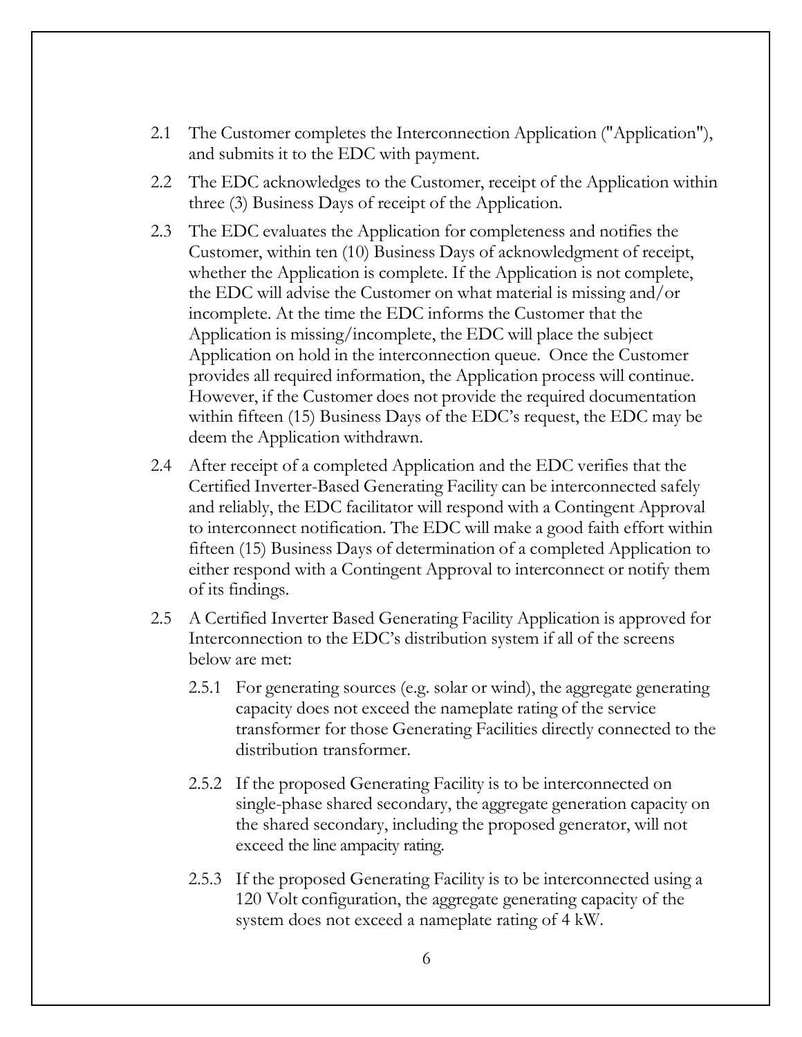2.1 The Customer completes the Interconnection Application ("Application"), and submits it to the EDC with payment.

2.2 The EDC acknowledges to the Customer, receipt of the Application within three (3) Business Days of receipt of the Application.

2.3 The EDC evaluates the Application for completeness and notifies the Customer, within ten (10) Business Days of acknowledgment of receipt, whether the Application is complete. If the Application is not complete, the EDC will advise the Customer on what material is missing and/or incomplete. At the time the EDC informs the Customer that the Application is missing/incomplete, the EDC will place the subject Application on hold in the interconnection queue. Once the Customer provides all required information, the Application process will continue. However, if the Customer does not provide the required documentation within fifteen (15) Business Days of the EDC's request, the EDC may be deem the Application withdrawn.

2.4 After receipt of a completed Application and the EDC verifies that the Certified Inverter-Based Generating Facility can be interconnected safely and reliably, the EDC facilitator will respond with a Contingent Approval to interconnect notification. The EDC will make a good faith effort within fifteen (15) Business Days of determination of a completed Application to either respond with a Contingent Approval to interconnect or notify them of its findings.

2.5 A Certified Inverter Based Generating Facility Application is approved for Interconnection to the EDC's distribution system if all of the screens below are met:

2.5.1 For generating sources (e.g. solar or wind), the aggregate generating capacity does not exceed the nameplate rating of the service transformer for those Generating Facilities directly connected to the distribution transformer.

2.5.2 If the proposed Generating Facility is to be interconnected on single-phase shared secondary, the aggregate generation capacity on the shared secondary, including the proposed generator, will not exceed the line ampacity rating.

2.5.3 If the proposed Generating Facility is to be interconnected using a 120 Volt configuration, the aggregate generating capacity of the system does not exceed a nameplate rating of 4 kW.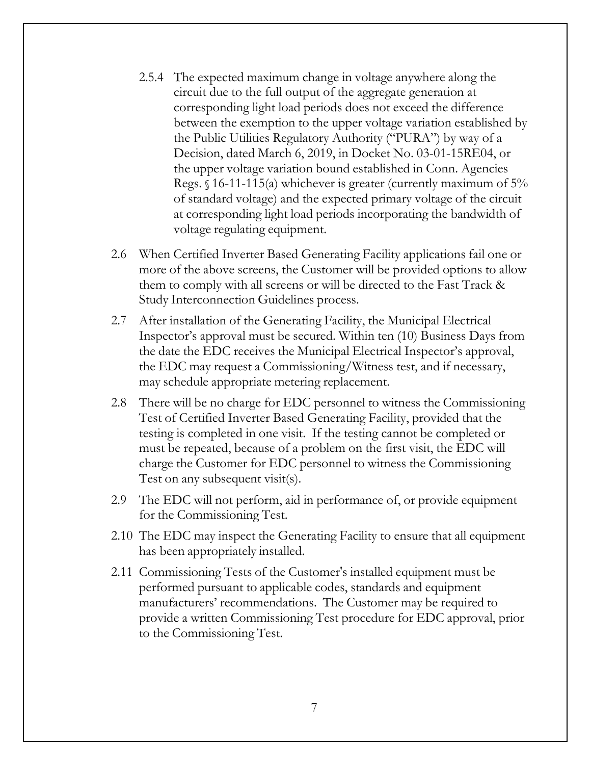2.5.4 The expected maximum change in voltage anywhere along the circuit due to the full output of the aggregate generation at corresponding light load periods does not exceed the difference between the exemption to the upper voltage variation established by the Public Utilities Regulatory Authority ("PURA") by way of a Decision, dated March 6, 2019, in Docket No. 03-01-15RE04, or the upper voltage variation bound established in Conn. Agencies Regs. § 16-11-115(a) whichever is greater (currently maximum of 5% of standard voltage) and the expected primary voltage of the circuit at corresponding light load periods incorporating the bandwidth of voltage regulating equipment.

2.6 When Certified Inverter Based Generating Facility applications fail one or more of the above screens, the Customer will be provided options to allow them to comply with all screens or will be directed to the Fast Track & Study Interconnection Guidelines process.

2.7 After installation of the Generating Facility, the Municipal Electrical Inspector's approval must be secured. Within ten (10) Business Days from the date the EDC receives the Municipal Electrical Inspector's approval, the EDC may request a Commissioning/Witness test, and if necessary, may schedule appropriate metering replacement.

2.8 There will be no charge for EDC personnel to witness the Commissioning Test of Certified Inverter Based Generating Facility, provided that the testing is completed in one visit. If the testing cannot be completed or must be repeated, because of a problem on the first visit, the EDC will charge the Customer for EDC personnel to witness the Commissioning Test on any subsequent visit(s).

2.9 The EDC will not perform, aid in performance of, or provide equipment for the Commissioning Test.

2.10 The EDC may inspect the Generating Facility to ensure that all equipment has been appropriately installed.

2.11 Commissioning Tests of the Customer's installed equipment must be performed pursuant to applicable codes, standards and equipment manufacturers' recommendations. The Customer may be required to provide a written Commissioning Test procedure for EDC approval, prior to the Commissioning Test.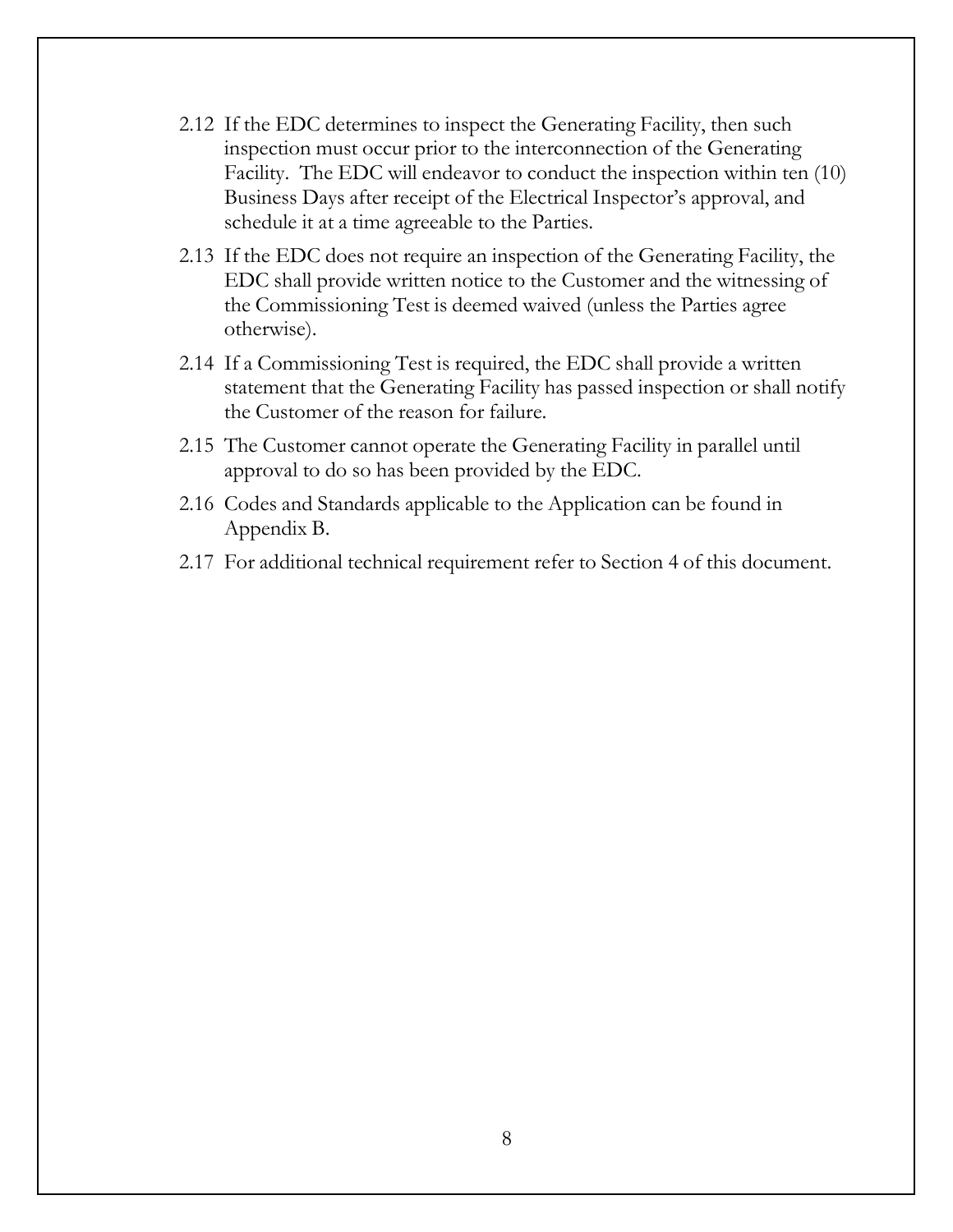2.12 If the EDC determines to inspect the Generating Facility, then such inspection must occur prior to the interconnection of the Generating Facility. The EDC will endeavor to conduct the inspection within ten (10) Business Days after receipt of the Electrical Inspector's approval, and schedule it at a time agreeable to the Parties.

2.13 If the EDC does not require an inspection of the Generating Facility, the EDC shall provide written notice to the Customer and the witnessing of the Commissioning Test is deemed waived (unless the Parties agree otherwise).

2.14 If a Commissioning Test is required, the EDC shall provide a written statement that the Generating Facility has passed inspection or shall notify the Customer of the reason for failure.

2.15 The Customer cannot operate the Generating Facility in parallel until approval to do so has been provided by the EDC.

2.16 Codes and Standards applicable to the Application can be found in Appendix B.

2.17 For additional technical requirement refer to Section 4 of this document.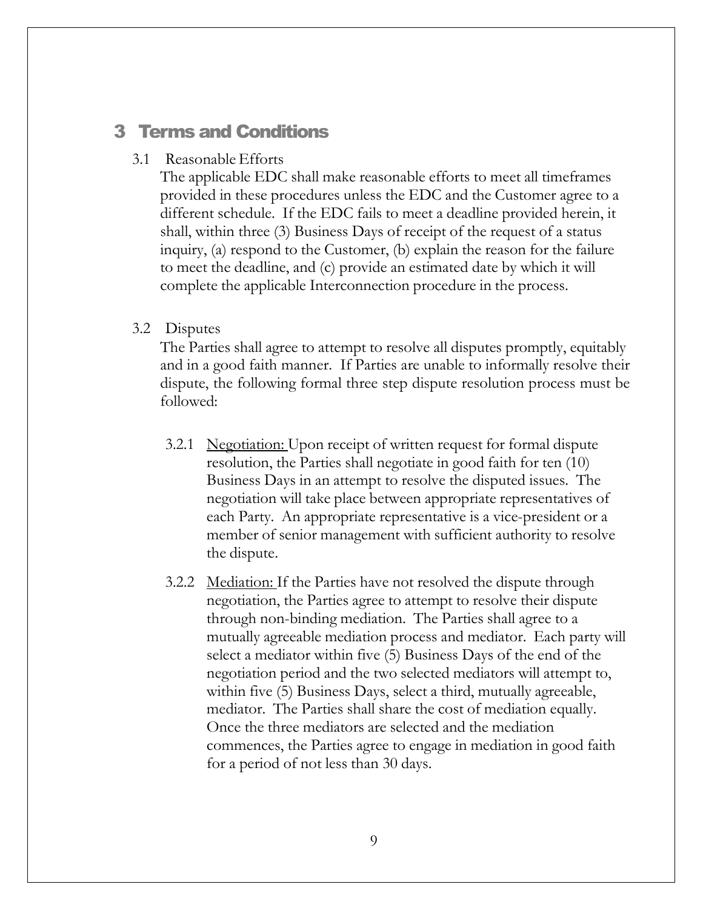# 3 Terms and Conditions

3.1 Reasonable Efforts

The applicable EDC shall make reasonable efforts to meet all timeframes provided in these procedures unless the EDC and the Customer agree to a different schedule. If the EDC fails to meet a deadline provided herein, it shall, within three (3) Business Days of receipt of the request of a status inquiry, (a) respond to the Customer, (b) explain the reason for the failure to meet the deadline, and (c) provide an estimated date by which it will complete the applicable Interconnection procedure in the process.

3.2 Disputes

The Parties shall agree to attempt to resolve all disputes promptly, equitably and in a good faith manner. If Parties are unable to informally resolve their dispute, the following formal three step dispute resolution process must be followed:

3.2.1 Negotiation: Upon receipt of written request for formal dispute resolution, the Parties shall negotiate in good faith for ten (10) Business Days in an attempt to resolve the disputed issues. The negotiation will take place between appropriate representatives of each Party. An appropriate representative is a vice-president or a member of senior management with sufficient authority to resolve the dispute.

3.2.2 Mediation: If the Parties have not resolved the dispute through negotiation, the Parties agree to attempt to resolve their dispute through non-binding mediation. The Parties shall agree to a mutually agreeable mediation process and mediator. Each party will select a mediator within five (5) Business Days of the end of the negotiation period and the two selected mediators will attempt to, within five (5) Business Days, select a third, mutually agreeable, mediator. The Parties shall share the cost of mediation equally. Once the three mediators are selected and the mediation commences, the Parties agree to engage in mediation in good faith for a period of not less than 30 days.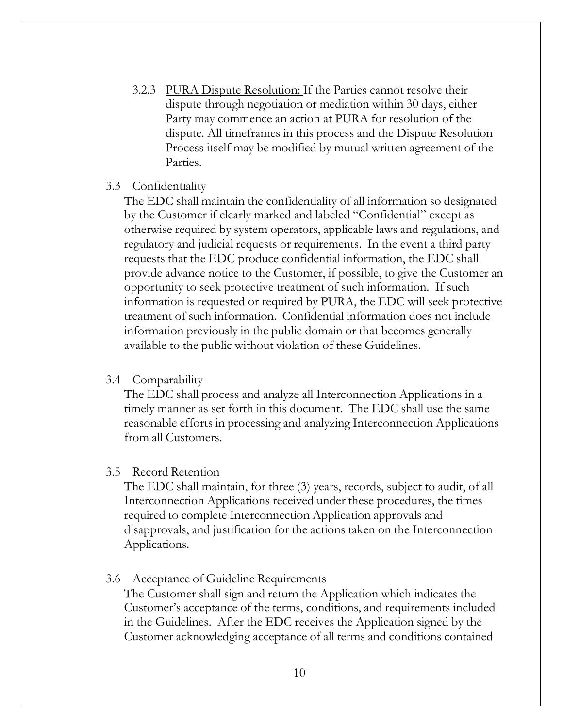3.2.3 <u>PURA Dispute Resolution:</u> If the Parties cannot resolve their dispute through negotiation or mediation within 30 days, either Party may commence an action at PURA for resolution of the dispute. All timeframes in this process and the Dispute Resolution Process itself may be modified by mutual written agreement of the Parties.

### 3.3 Confidentiality

The EDC shall maintain the confidentiality of all information so designated by the Customer if clearly marked and labeled "Confidential" except as otherwise required by system operators, applicable laws and regulations, and regulatory and judicial requests or requirements. In the event a third party requests that the EDC produce confidential information, the EDC shall provide advance notice to the Customer, if possible, to give the Customer an opportunity to seek protective treatment of such information. If such information is requested or required by PURA, the EDC will seek protective treatment of such information. Confidential information does not include information previously in the public domain or that becomes generally available to the public without violation of these Guidelines.

### 3.4 Comparability

The EDC shall process and analyze all Interconnection Applications in a timely manner as set forth in this document. The EDC shall use the same reasonable efforts in processing and analyzing Interconnection Applications from all Customers.

### 3.5 Record Retention

The EDC shall maintain, for three (3) years, records, subject to audit, of all Interconnection Applications received under these procedures, the times required to complete Interconnection Application approvals and disapprovals, and justification for the actions taken on the Interconnection Applications.

### 3.6 Acceptance of Guideline Requirements

The Customer shall sign and return the Application which indicates the Customer's acceptance of the terms, conditions, and requirements included in the Guidelines. After the EDC receives the Application signed by the Customer acknowledging acceptance of all terms and conditions contained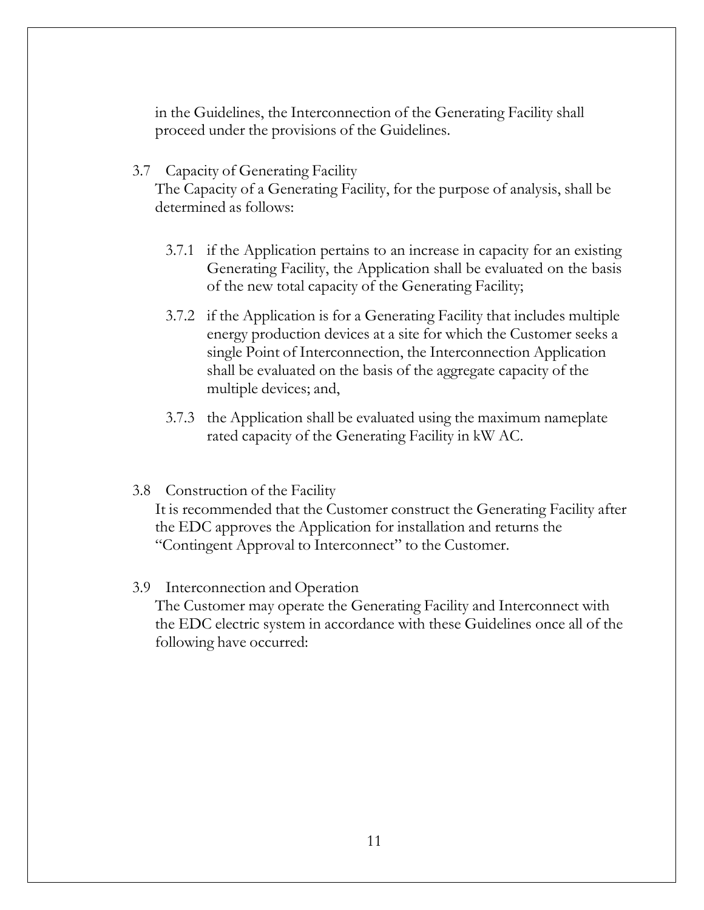in the Guidelines, the Interconnection of the Generating Facility shall proceed under the provisions of the Guidelines.

3.7 Capacity of Generating Facility

The Capacity of a Generating Facility, for the purpose of analysis, shall be determined as follows:

3.7.1 if the Application pertains to an increase in capacity for an existing Generating Facility, the Application shall be evaluated on the basis of the new total capacity of the Generating Facility;

3.7.2 if the Application is for a Generating Facility that includes multiple energy production devices at a site for which the Customer seeks a single Point of Interconnection, the Interconnection Application shall be evaluated on the basis of the aggregate capacity of the multiple devices; and,

3.7.3 the Application shall be evaluated using the maximum nameplate rated capacity of the Generating Facility in kW AC.

3.8 Construction of the Facility

It is recommended that the Customer construct the Generating Facility after the EDC approves the Application for installation and returns the "Contingent Approval to Interconnect" to the Customer.

3.9 Interconnection and Operation

The Customer may operate the Generating Facility and Interconnect with the EDC electric system in accordance with these Guidelines once all of the following have occurred: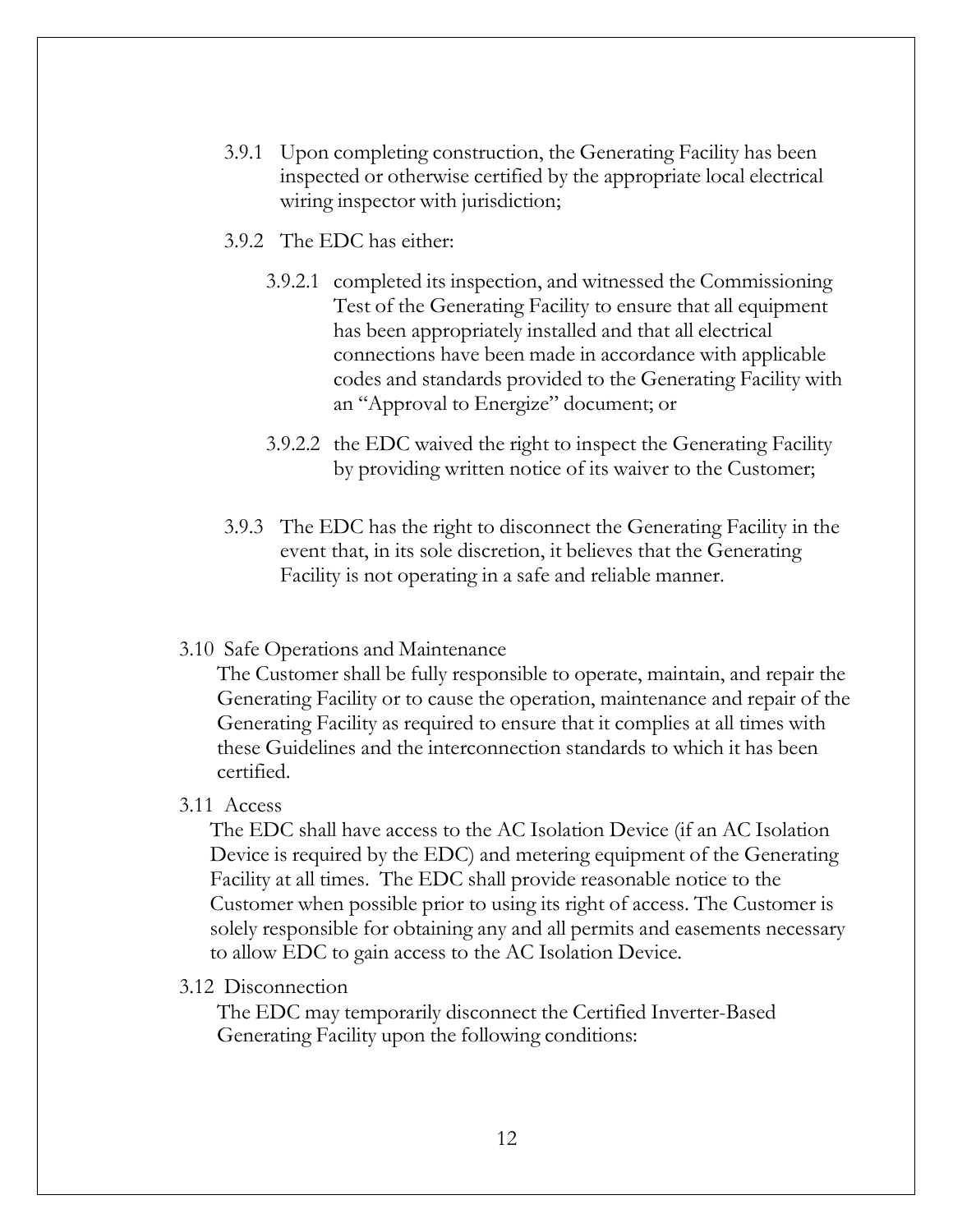3.9.1 Upon completing construction, the Generating Facility has been inspected or otherwise certified by the appropriate local electrical wiring inspector with jurisdiction;

3.9.2 The EDC has either:

3.9.2.1 completed its inspection, and witnessed the Commissioning Test of the Generating Facility to ensure that all equipment has been appropriately installed and that all electrical connections have been made in accordance with applicable codes and standards provided to the Generating Facility with an "Approval to Energize" document; or

3.9.2.2 the EDC waived the right to inspect the Generating Facility by providing written notice of its waiver to the Customer;

3.9.3 The EDC has the right to disconnect the Generating Facility in the event that, in its sole discretion, it believes that the Generating Facility is not operating in a safe and reliable manner.

3.10 Safe Operations and Maintenance

The Customer shall be fully responsible to operate, maintain, and repair the Generating Facility or to cause the operation, maintenance and repair of the Generating Facility as required to ensure that it complies at all times with these Guidelines and the interconnection standards to which it has been certified.

3.11 Access

The EDC shall have access to the AC Isolation Device (if an AC Isolation Device is required by the EDC) and metering equipment of the Generating Facility at all times. The EDC shall provide reasonable notice to the Customer when possible prior to using its right of access. The Customer is solely responsible for obtaining any and all permits and easements necessary to allow EDC to gain access to the AC Isolation Device.

3.12 Disconnection

The EDC may temporarily disconnect the Certified Inverter-Based Generating Facility upon the following conditions: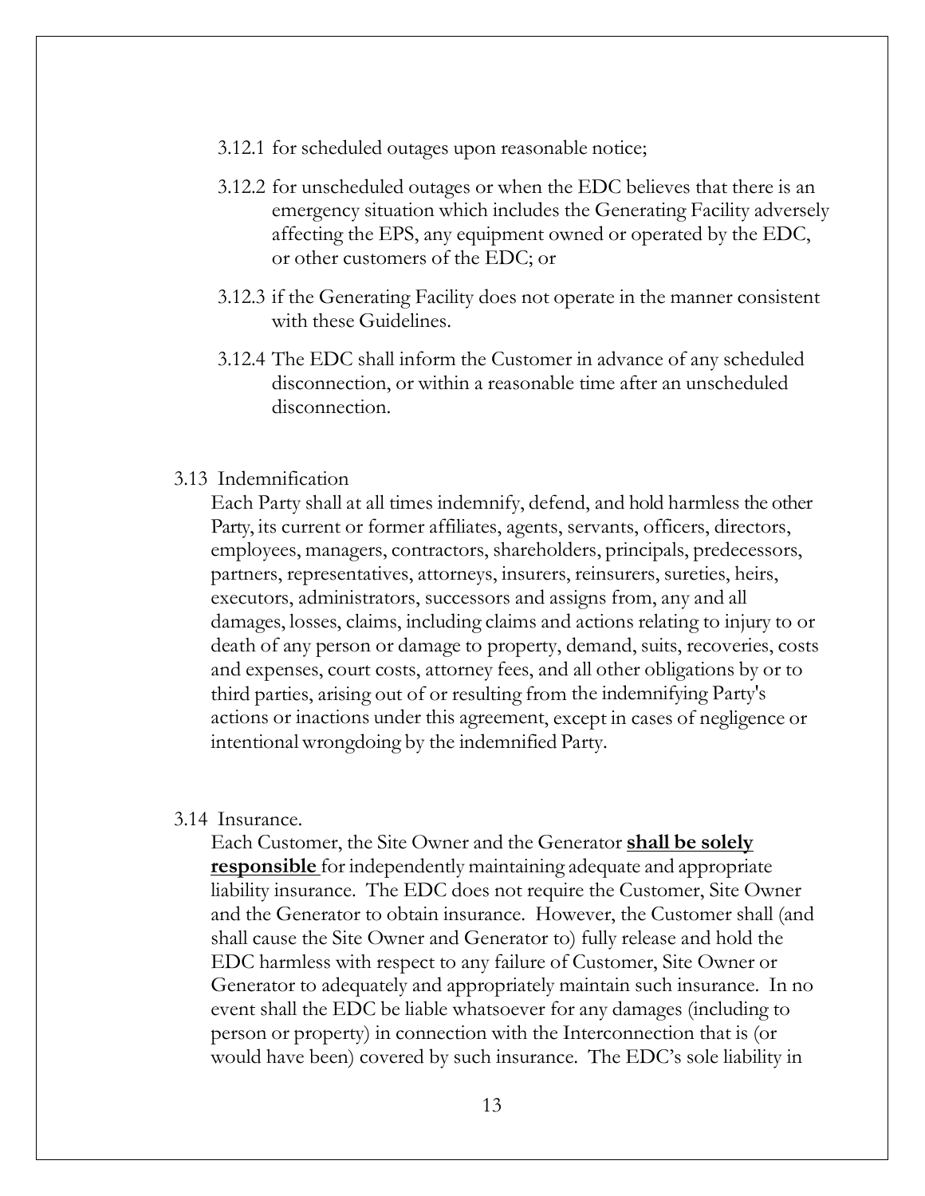3.12.1 for scheduled outages upon reasonable notice;

3.12.2 for unscheduled outages or when the EDC believes that there is an emergency situation which includes the Generating Facility adversely affecting the EPS, any equipment owned or operated by the EDC, or other customers of the EDC; or

3.12.3 if the Generating Facility does not operate in the manner consistent with these Guidelines.

3.12.4 The EDC shall inform the Customer in advance of any scheduled disconnection, or within a reasonable time after an unscheduled disconnection.

3.13 Indemnification

Each Party shall at all times indemnify, defend, and hold harmless the other Party, its current or former affiliates, agents, servants, officers, directors, employees, managers, contractors, shareholders, principals, predecessors, partners, representatives, attorneys, insurers, reinsurers, sureties, heirs, executors, administrators, successors and assigns from, any and all damages, losses, claims, including claims and actions relating to injury to or death of any person or damage to property, demand, suits, recoveries, costs and expenses, court costs, attorney fees, and all other obligations by or to third parties, arising out of or resulting from the indemnifying Party's actions or inactions under this agreement, except in cases of negligence or intentional wrongdoing by the indemnified Party.

3.14 Insurance.

Each Customer, the Site Owner and the Generator **shall be solely responsible** for independently maintaining adequate and appropriate liability insurance. The EDC does not require the Customer, Site Owner and the Generator to obtain insurance. However, the Customer shall (and shall cause the Site Owner and Generator to) fully release and hold the EDC harmless with respect to any failure of Customer, Site Owner or Generator to adequately and appropriately maintain such insurance. In no event shall the EDC be liable whatsoever for any damages (including to person or property) in connection with the Interconnection that is (or would have been) covered by such insurance. The EDC's sole liability in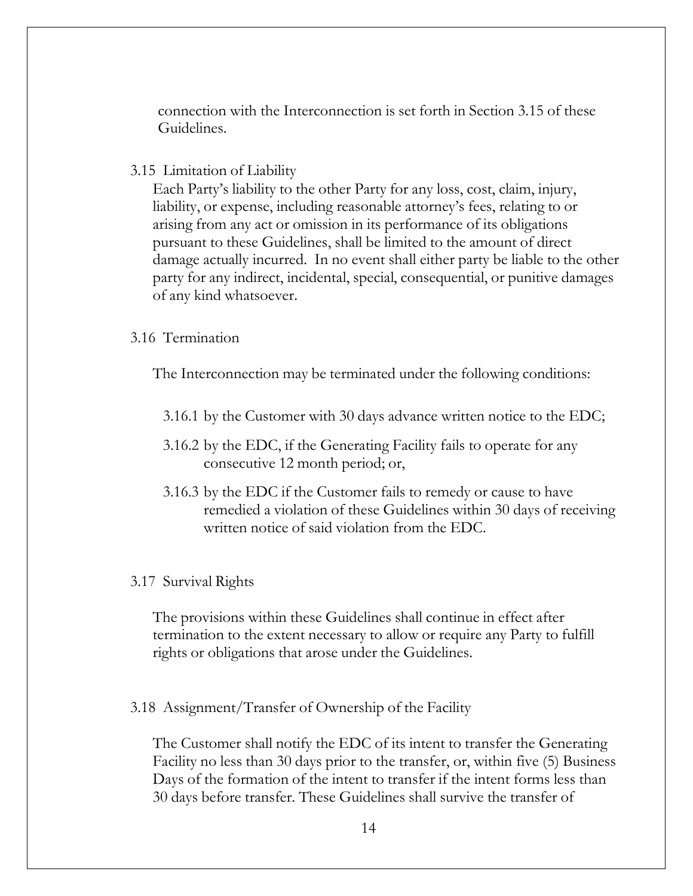connection with the Interconnection is set forth in Section 3.15 of these Guidelines.

### 3.15 Limitation of Liability

Each Party's liability to the other Party for any loss, cost, claim, injury, liability, or expense, including reasonable attorney's fees, relating to or arising from any act or omission in its performance of its obligations pursuant to these Guidelines, shall be limited to the amount of direct damage actually incurred. In no event shall either party be liable to the other party for any indirect, incidental, special, consequential, or punitive damages of any kind whatsoever.

### 3.16 Termination

The Interconnection may be terminated under the following conditions:

3.16.1 by the Customer with 30 days advance written notice to the EDC;

3.16.2 by the EDC, if the Generating Facility fails to operate for any consecutive 12 month period; or,

3.16.3 by the EDC if the Customer fails to remedy or cause to have remedied a violation of these Guidelines within 30 days of receiving written notice of said violation from the EDC.

### 3.17 Survival Rights

The provisions within these Guidelines shall continue in effect after termination to the extent necessary to allow or require any Party to fulfill rights or obligations that arose under the Guidelines.

### 3.18 Assignment/Transfer of Ownership of the Facility

The Customer shall notify the EDC of its intent to transfer the Generating Facility no less than 30 days prior to the transfer, or, within five (5) Business Days of the formation of the intent to transfer if the intent forms less than 30 days before transfer. These Guidelines shall survive the transfer of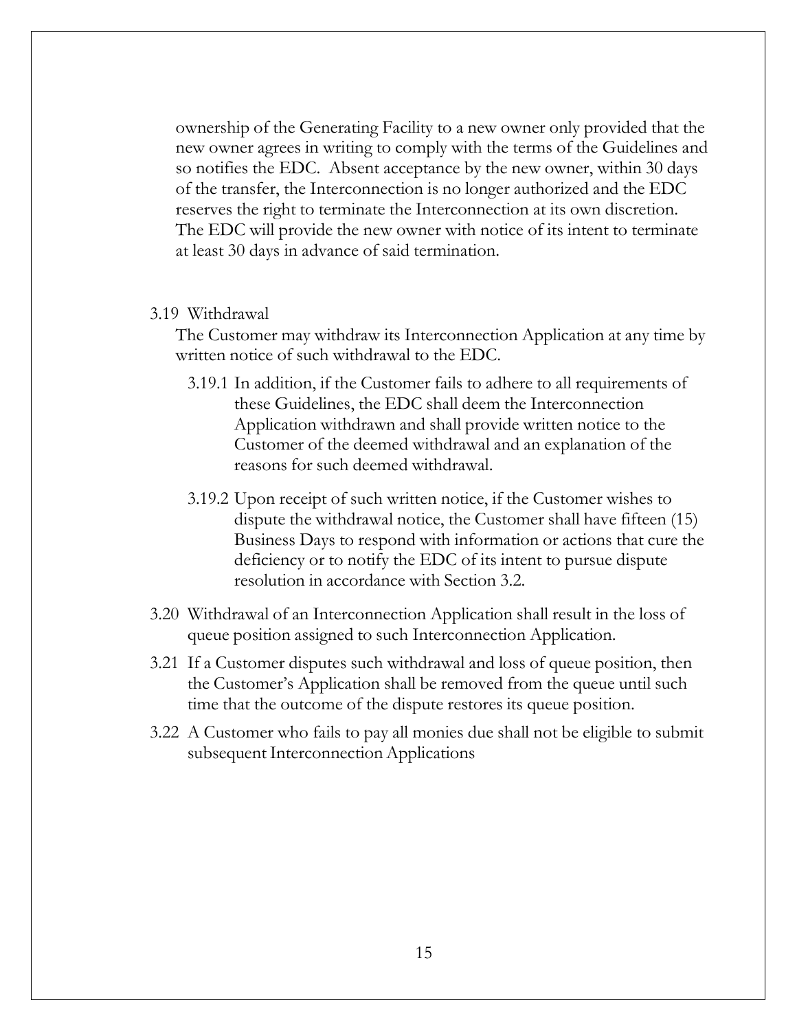ownership of the Generating Facility to a new owner only provided that the new owner agrees in writing to comply with the terms of the Guidelines and so notifies the EDC. Absent acceptance by the new owner, within 30 days of the transfer, the Interconnection is no longer authorized and the EDC reserves the right to terminate the Interconnection at its own discretion. The EDC will provide the new owner with notice of its intent to terminate at least 30 days in advance of said termination.

3.19 Withdrawal

The Customer may withdraw its Interconnection Application at any time by written notice of such withdrawal to the EDC.

3.19.1 In addition, if the Customer fails to adhere to all requirements of these Guidelines, the EDC shall deem the Interconnection Application withdrawn and shall provide written notice to the Customer of the deemed withdrawal and an explanation of the reasons for such deemed withdrawal.

3.19.2 Upon receipt of such written notice, if the Customer wishes to dispute the withdrawal notice, the Customer shall have fifteen (15) Business Days to respond with information or actions that cure the deficiency or to notify the EDC of its intent to pursue dispute resolution in accordance with Section 3.2.

3.20 Withdrawal of an Interconnection Application shall result in the loss of queue position assigned to such Interconnection Application.

3.21 If a Customer disputes such withdrawal and loss of queue position, then the Customer's Application shall be removed from the queue until such time that the outcome of the dispute restores its queue position.

3.22 A Customer who fails to pay all monies due shall not be eligible to submit subsequent Interconnection Applications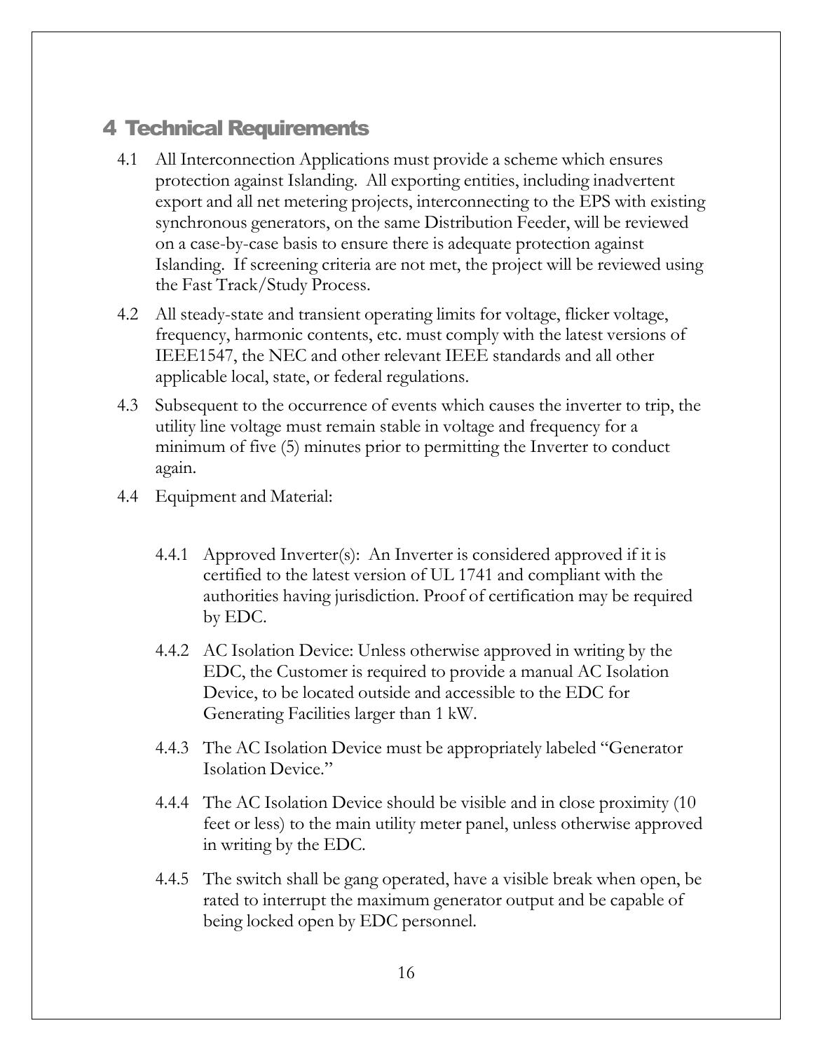# 4 Technical Requirements

4.1 All Interconnection Applications must provide a scheme which ensures protection against Islanding. All exporting entities, including inadvertent export and all net metering projects, interconnecting to the EPS with existing synchronous generators, on the same Distribution Feeder, will be reviewed on a case-by-case basis to ensure there is adequate protection against Islanding. If screening criteria are not met, the project will be reviewed using the Fast Track/Study Process.

4.2 All steady-state and transient operating limits for voltage, flicker voltage, frequency, harmonic contents, etc. must comply with the latest versions of IEEE1547, the NEC and other relevant IEEE standards and all other applicable local, state, or federal regulations.

4.3 Subsequent to the occurrence of events which causes the inverter to trip, the utility line voltage must remain stable in voltage and frequency for a minimum of five (5) minutes prior to permitting the Inverter to conduct again.

4.4 Equipment and Material:

4.4.1 Approved Inverter(s): An Inverter is considered approved if it is certified to the latest version of UL 1741 and compliant with the authorities having jurisdiction. Proof of certification may be required by EDC.

4.4.2 AC Isolation Device: Unless otherwise approved in writing by the EDC, the Customer is required to provide a manual AC Isolation Device, to be located outside and accessible to the EDC for Generating Facilities larger than 1 kW.

4.4.3 The AC Isolation Device must be appropriately labeled "Generator Isolation Device."

4.4.4 The AC Isolation Device should be visible and in close proximity (10 feet or less) to the main utility meter panel, unless otherwise approved in writing by the EDC.

4.4.5 The switch shall be gang operated, have a visible break when open, be rated to interrupt the maximum generator output and be capable of being locked open by EDC personnel.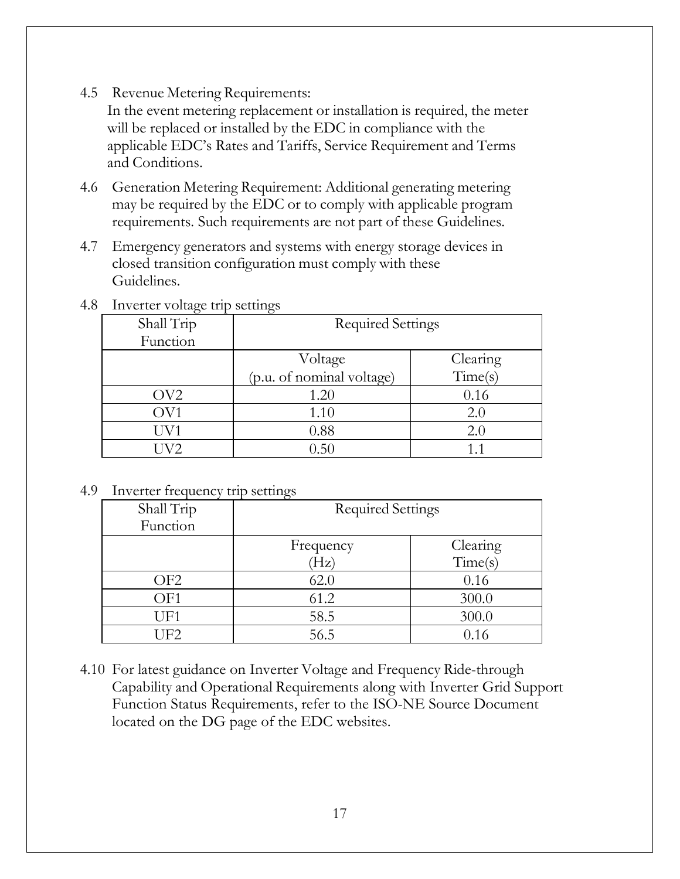4.5 Revenue Metering Requirements:
In the event metering replacement or installation is required, the meter will be replaced or installed by the EDC in compliance with the applicable EDC's Rates and Tariffs, Service Requirement and Terms and Conditions.

4.6 Generation Metering Requirement: Additional generating metering may be required by the EDC or to comply with applicable program requirements. Such requirements are not part of these Guidelines.

4.7 Emergency generators and systems with energy storage devices in closed transition configuration must comply with these Guidelines.

4.8 Inverter voltage trip settings

| Shall Trip Function | Required Settings | |
|---|---|---|
| | Voltage (p.u. of nominal voltage) | Clearing Time(s) |
| OV2 | 1.20 | 0.16 |
| OV1 | 1.10 | 2.0 |
| UV1 | 0.88 | 2.0 |
| UV2 | 0.50 | 1.1 |

4.9 Inverter frequency trip settings

| Shall Trip Function | Required Settings | |
|---|---|---|
| | Frequency (Hz) | Clearing Time(s) |
| OF2 | 62.0 | 0.16 |
| OF1 | 61.2 | 300.0 |
| UF1 | 58.5 | 300.0 |
| UF2 | 56.5 | 0.16 |

4.10 For latest guidance on Inverter Voltage and Frequency Ride-through Capability and Operational Requirements along with Inverter Grid Support Function Status Requirements, refer to the ISO-NE Source Document located on the DG page of the EDC websites.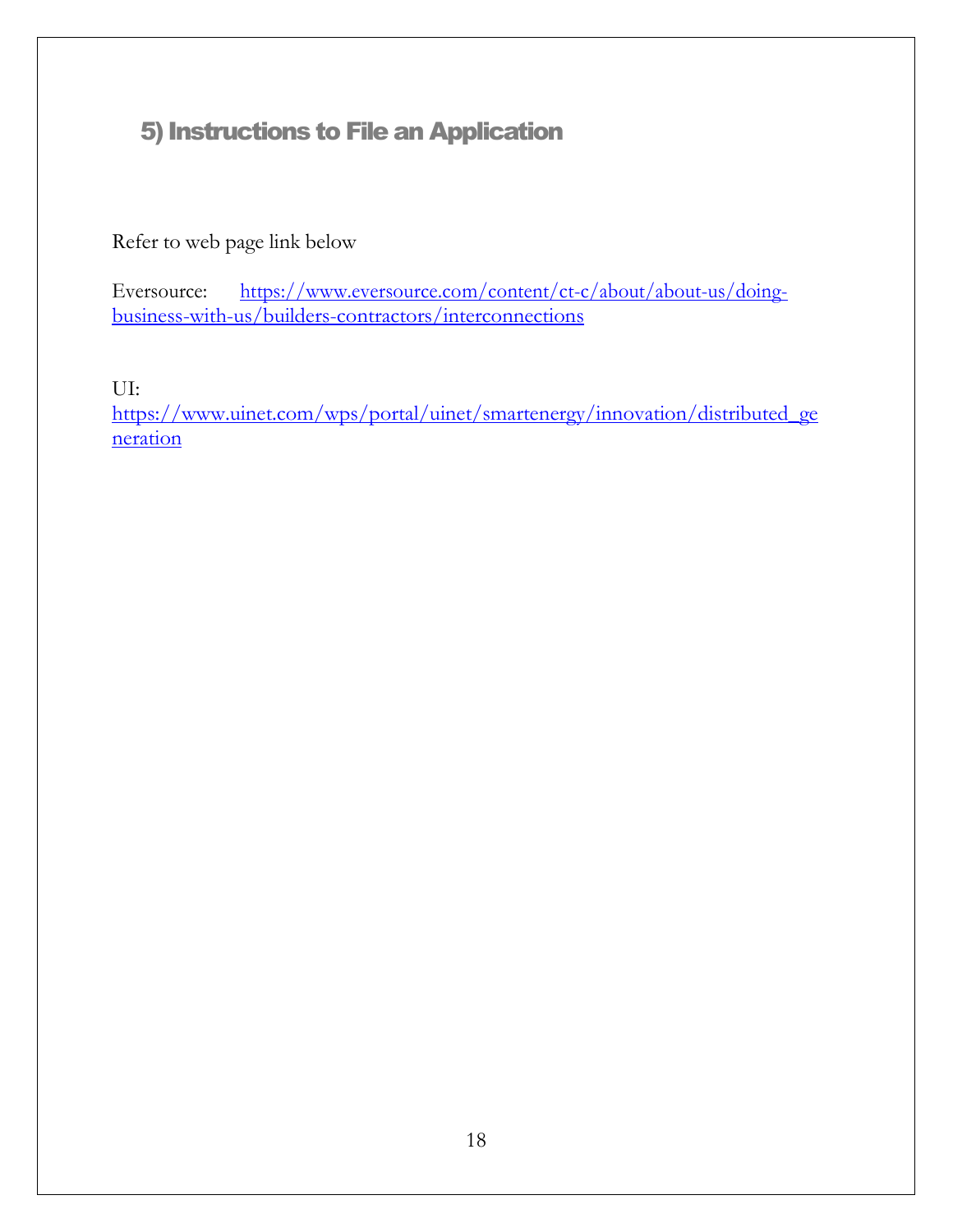## 5) Instructions to File an Application

Refer to web page link below

Eversource: https://www.eversource.com/content/ct-c/about/about-us/doing-business-with-us/builders-contractors/interconnections

UI:
https://www.uinet.com/wps/portal/uinet/smartenergy/innovation/distributed_generation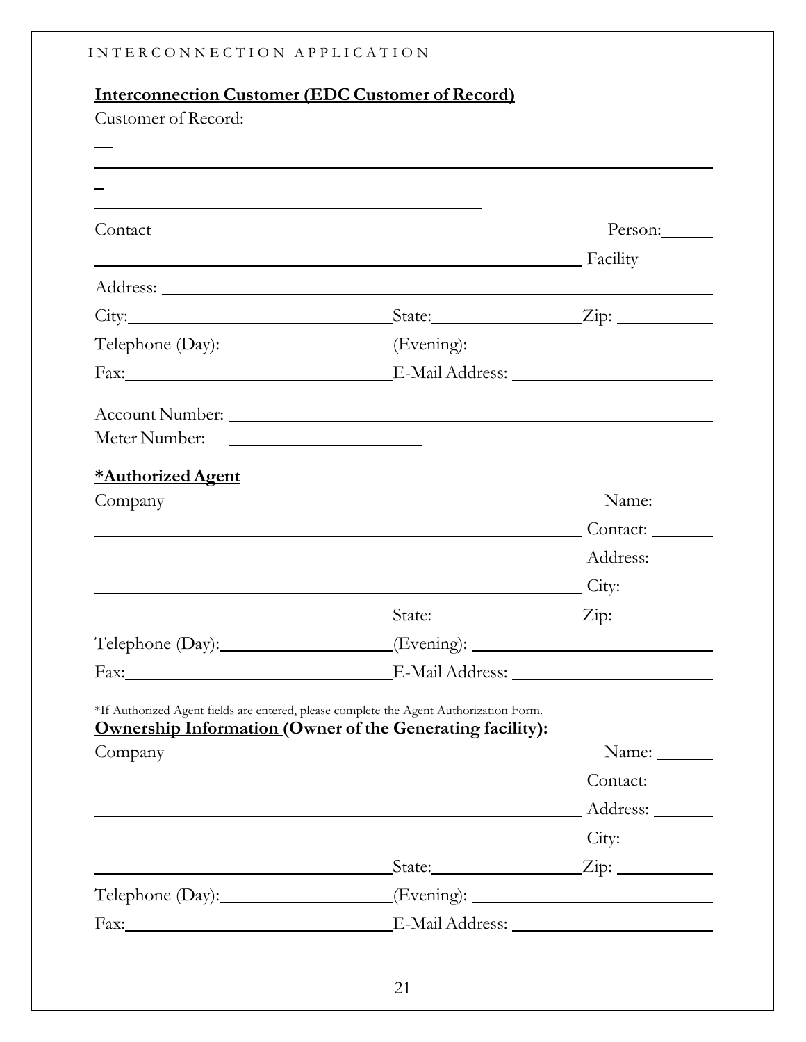**Interconnection Customer (EDC Customer of Record)**

Customer of Record:

\_\_

\_\_\_\_\_\_\_\_\_\_\_\_\_\_\_\_\_\_\_\_\_\_\_\_\_\_\_\_\_\_\_\_\_\_\_\_\_\_\_\_\_\_\_\_\_\_\_\_\_\_\_\_\_\_\_\_\_\_

\_

\_\_\_\_\_\_\_\_\_\_\_\_\_\_\_\_\_\_\_\_\_\_\_\_\_\_\_\_\_\_\_\_\_\_\_\_\_\_\_\_\_\_\_\_

Contact Person: \_\_\_\_\_\_

\_\_\_\_\_\_\_\_\_\_\_\_\_\_\_\_\_\_\_\_\_\_\_\_\_\_\_\_\_\_\_\_\_\_\_\_\_\_\_\_\_\_\_\_\_\_\_\_ Facility

Address: \_\_\_\_\_\_\_\_\_\_\_\_\_\_\_\_\_\_\_\_\_\_\_\_\_\_\_\_\_\_\_\_\_\_\_\_\_\_\_\_\_\_\_\_\_\_\_\_\_\_\_\_

City: \_\_\_\_\_\_\_\_\_\_\_\_\_\_\_\_\_\_\_\_\_\_\_\_ State: \_\_\_\_\_\_\_\_\_\_\_\_\_\_ Zip: \_\_\_\_\_\_\_\_\_\_

Telephone (Day): \_\_\_\_\_\_\_\_\_\_\_\_\_\_\_\_ (Evening): \_\_\_\_\_\_\_\_\_\_\_\_\_\_\_\_\_\_\_\_\_\_

Fax: \_\_\_\_\_\_\_\_\_\_\_\_\_\_\_\_\_\_\_\_\_\_\_\_\_\_ E-Mail Address: \_\_\_\_\_\_\_\_\_\_\_\_\_\_\_\_\_\_\_\_

Account Number: \_\_\_\_\_\_\_\_\_\_\_\_\_\_\_\_\_\_\_\_\_\_\_\_\_\_\_\_\_\_\_\_\_\_\_\_\_\_\_\_\_\_\_\_\_\_\_\_

Meter Number: \_\_\_\_\_\_\_\_\_\_\_\_\_\_\_\_\_\_

**\*Authorized Agent**

Company Name: \_\_\_\_\_\_

\_\_\_\_\_\_\_\_\_\_\_\_\_\_\_\_\_\_\_\_\_\_\_\_\_\_\_\_\_\_\_\_\_\_\_\_\_\_\_\_\_\_\_\_\_\_\_\_ Contact: \_\_\_\_\_\_\_

\_\_\_\_\_\_\_\_\_\_\_\_\_\_\_\_\_\_\_\_\_\_\_\_\_\_\_\_\_\_\_\_\_\_\_\_\_\_\_\_\_\_\_\_\_\_\_\_ Address: \_\_\_\_\_\_\_

\_\_\_\_\_\_\_\_\_\_\_\_\_\_\_\_\_\_\_\_\_\_\_\_\_\_\_\_\_\_\_\_\_\_\_\_\_\_\_\_\_\_\_\_\_\_\_\_ City:

\_\_\_\_\_\_\_\_\_\_\_\_\_\_\_\_\_\_\_\_\_\_\_\_\_\_\_\_ State: \_\_\_\_\_\_\_\_\_\_\_\_\_\_ Zip: \_\_\_\_\_\_\_\_\_\_

Telephone (Day): \_\_\_\_\_\_\_\_\_\_\_\_\_\_\_\_ (Evening): \_\_\_\_\_\_\_\_\_\_\_\_\_\_\_\_\_\_\_\_\_\_

Fax: \_\_\_\_\_\_\_\_\_\_\_\_\_\_\_\_\_\_\_\_\_\_\_\_\_\_ E-Mail Address: \_\_\_\_\_\_\_\_\_\_\_\_\_\_\_\_\_\_\_\_

\*If Authorized Agent fields are entered, please complete the Agent Authorization Form.

**Ownership Information (Owner of the Generating facility):**

Company Name: \_\_\_\_\_\_

\_\_\_\_\_\_\_\_\_\_\_\_\_\_\_\_\_\_\_\_\_\_\_\_\_\_\_\_\_\_\_\_\_\_\_\_\_\_\_\_\_\_\_\_\_\_\_\_ Contact: \_\_\_\_\_\_\_

\_\_\_\_\_\_\_\_\_\_\_\_\_\_\_\_\_\_\_\_\_\_\_\_\_\_\_\_\_\_\_\_\_\_\_\_\_\_\_\_\_\_\_\_\_\_\_\_ Address: \_\_\_\_\_\_\_

\_\_\_\_\_\_\_\_\_\_\_\_\_\_\_\_\_\_\_\_\_\_\_\_\_\_\_\_\_\_\_\_\_\_\_\_\_\_\_\_\_\_\_\_\_\_\_\_ City:

\_\_\_\_\_\_\_\_\_\_\_\_\_\_\_\_\_\_\_\_\_\_\_\_\_\_\_\_ State: \_\_\_\_\_\_\_\_\_\_\_\_\_\_ Zip: \_\_\_\_\_\_\_\_\_\_

Telephone (Day): \_\_\_\_\_\_\_\_\_\_\_\_\_\_\_\_ (Evening): \_\_\_\_\_\_\_\_\_\_\_\_\_\_\_\_\_\_\_\_\_\_

Fax: \_\_\_\_\_\_\_\_\_\_\_\_\_\_\_\_\_\_\_\_\_\_\_\_\_\_ E-Mail Address: \_\_\_\_\_\_\_\_\_\_\_\_\_\_\_\_\_\_\_\_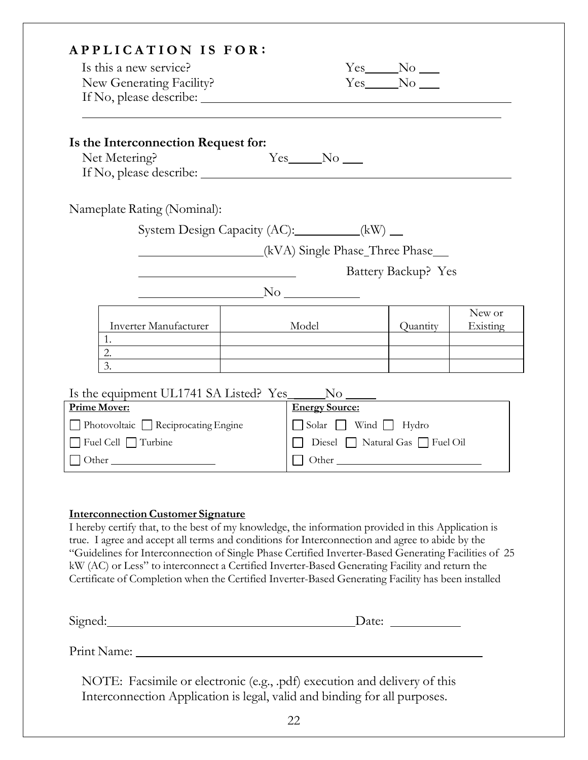## APPLICATION IS FOR:

Is this a new service? Yes_____ No ___

New Generating Facility? Yes_____ No ___

If No, please describe: ________________________________________________

________________________________________________________________

### Is the Interconnection Request for:

Net Metering? Yes_____ No ___

If No, please describe: ________________________________________________

Nameplate Rating (Nominal):

System Design Capacity (AC):__________(kW) __

__________________(kVA) Single Phase_Three Phase__

______________________ Battery Backup? Yes

__________________No ___________

| Inverter Manufacturer | Model | Quantity | New or Existing |
|---|---|---|---|
| 1. | | | |
| 2. | | | |
| 3. | | | |

Is the equipment UL1741 SA Listed? Yes_____ No _____

| **Prime Mover:** | **Energy Source:** |
|---|---|
| ☐ Photovoltaic ☐ Reciprocating Engine | ☐ Solar ☐ Wind ☐ Hydro |
| ☐ Fuel Cell ☐ Turbine | ☐ Diesel ☐ Natural Gas ☐ Fuel Oil |
| ☐ Other __________________ | ☐ Other __________________________ |

**Interconnection Customer Signature**

I hereby certify that, to the best of my knowledge, the information provided in this Application is true. I agree and accept all terms and conditions for Interconnection and agree to abide by the "Guidelines for Interconnection of Single Phase Certified Inverter-Based Generating Facilities of 25 kW (AC) or Less" to interconnect a Certified Inverter-Based Generating Facility and return the Certificate of Completion when the Certified Inverter-Based Generating Facility has been installed

Signed:_____________________________________ Date: ___________

Print Name: ________________________________________________________

NOTE: Facsimile or electronic (e.g., .pdf) execution and delivery of this Interconnection Application is legal, valid and binding for all purposes.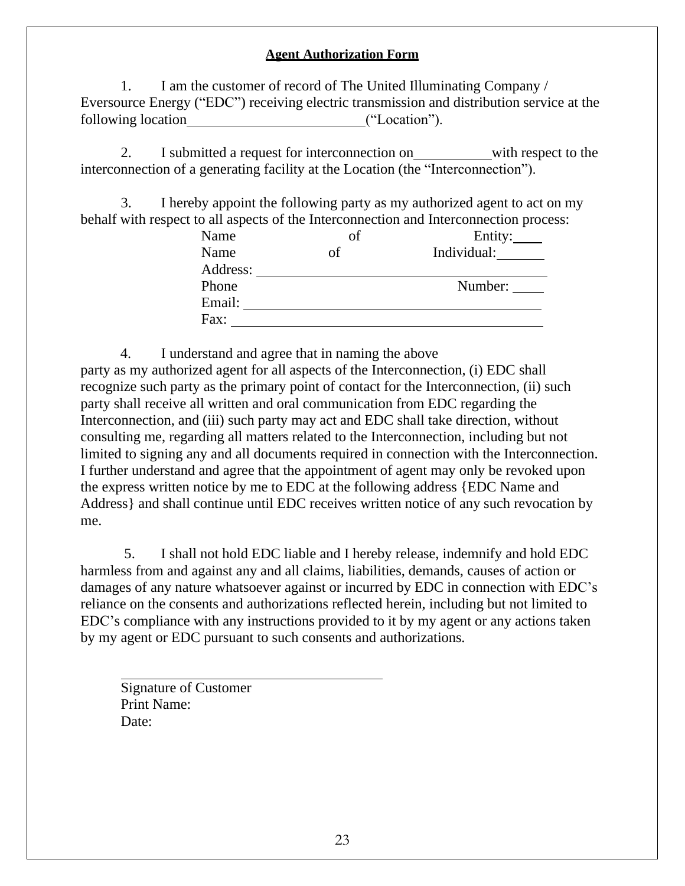**Agent Authorization Form**

1. I am the customer of record of The United Illuminating Company / Eversource Energy ("EDC") receiving electric transmission and distribution service at the following location\_\_\_\_\_\_\_\_\_\_\_\_\_\_\_\_\_\_\_\_\_\_\_\_("Location").

2. I submitted a request for interconnection on\_\_\_\_\_\_\_\_\_\_\_with respect to the interconnection of a generating facility at the Location (the "Interconnection").

3. I hereby appoint the following party as my authorized agent to act on my behalf with respect to all aspects of the Interconnection and Interconnection process:

Name of Entity: \_\_\_\_
Name of Individual: \_\_\_\_\_\_\_
Address: \_\_\_\_\_\_\_\_\_\_\_\_\_\_\_\_\_\_\_\_\_\_\_\_\_\_\_\_\_\_\_\_\_\_\_\_\_\_\_\_\_\_
Phone Number: \_\_\_\_\_
Email: \_\_\_\_\_\_\_\_\_\_\_\_\_\_\_\_\_\_\_\_\_\_\_\_\_\_\_\_\_\_\_\_\_\_\_\_\_\_\_\_\_\_
Fax: \_\_\_\_\_\_\_\_\_\_\_\_\_\_\_\_\_\_\_\_\_\_\_\_\_\_\_\_\_\_\_\_\_\_\_\_\_\_\_\_\_\_\_\_

4. I understand and agree that in naming the above party as my authorized agent for all aspects of the Interconnection, (i) EDC shall recognize such party as the primary point of contact for the Interconnection, (ii) such party shall receive all written and oral communication from EDC regarding the Interconnection, and (iii) such party may act and EDC shall take direction, without consulting me, regarding all matters related to the Interconnection, including but not limited to signing any and all documents required in connection with the Interconnection. I further understand and agree that the appointment of agent may only be revoked upon the express written notice by me to EDC at the following address {EDC Name and Address} and shall continue until EDC receives written notice of any such revocation by me.

5. I shall not hold EDC liable and I hereby release, indemnify and hold EDC harmless from and against any and all claims, liabilities, demands, causes of action or damages of any nature whatsoever against or incurred by EDC in connection with EDC's reliance on the consents and authorizations reflected herein, including but not limited to EDC's compliance with any instructions provided to it by my agent or any actions taken by my agent or EDC pursuant to such consents and authorizations.

\_\_\_\_\_\_\_\_\_\_\_\_\_\_\_\_\_\_\_\_\_\_\_\_\_\_\_\_\_\_\_\_\_\_\_\_\_\_
Signature of Customer
Print Name:
Date: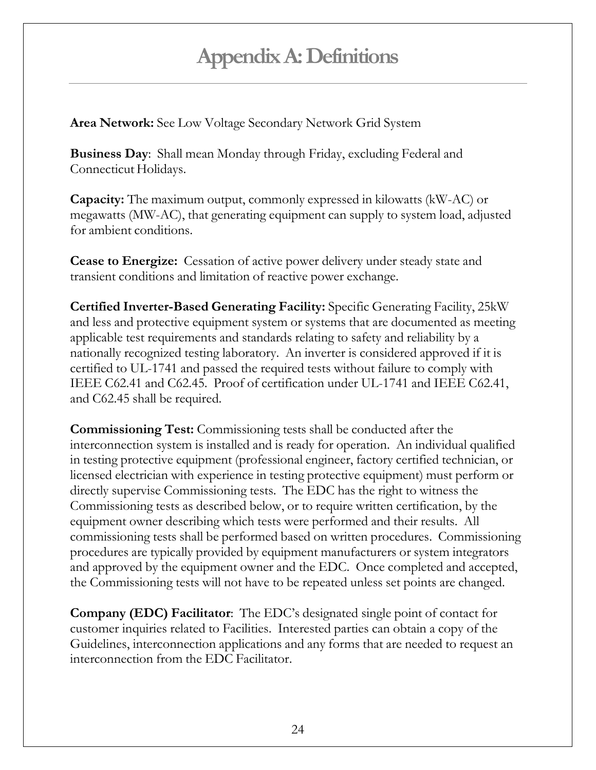# Appendix A: Definitions

**Area Network:** See Low Voltage Secondary Network Grid System

**Business Day**: Shall mean Monday through Friday, excluding Federal and Connecticut Holidays.

**Capacity:** The maximum output, commonly expressed in kilowatts (kW-AC) or megawatts (MW-AC), that generating equipment can supply to system load, adjusted for ambient conditions.

**Cease to Energize:** Cessation of active power delivery under steady state and transient conditions and limitation of reactive power exchange.

**Certified Inverter-Based Generating Facility:** Specific Generating Facility, 25kW and less and protective equipment system or systems that are documented as meeting applicable test requirements and standards relating to safety and reliability by a nationally recognized testing laboratory. An inverter is considered approved if it is certified to UL-1741 and passed the required tests without failure to comply with IEEE C62.41 and C62.45. Proof of certification under UL-1741 and IEEE C62.41, and C62.45 shall be required.

**Commissioning Test:** Commissioning tests shall be conducted after the interconnection system is installed and is ready for operation. An individual qualified in testing protective equipment (professional engineer, factory certified technician, or licensed electrician with experience in testing protective equipment) must perform or directly supervise Commissioning tests. The EDC has the right to witness the Commissioning tests as described below, or to require written certification, by the equipment owner describing which tests were performed and their results. All commissioning tests shall be performed based on written procedures. Commissioning procedures are typically provided by equipment manufacturers or system integrators and approved by the equipment owner and the EDC. Once completed and accepted, the Commissioning tests will not have to be repeated unless set points are changed.

**Company (EDC) Facilitator**: The EDC's designated single point of contact for customer inquiries related to Facilities. Interested parties can obtain a copy of the Guidelines, interconnection applications and any forms that are needed to request an interconnection from the EDC Facilitator.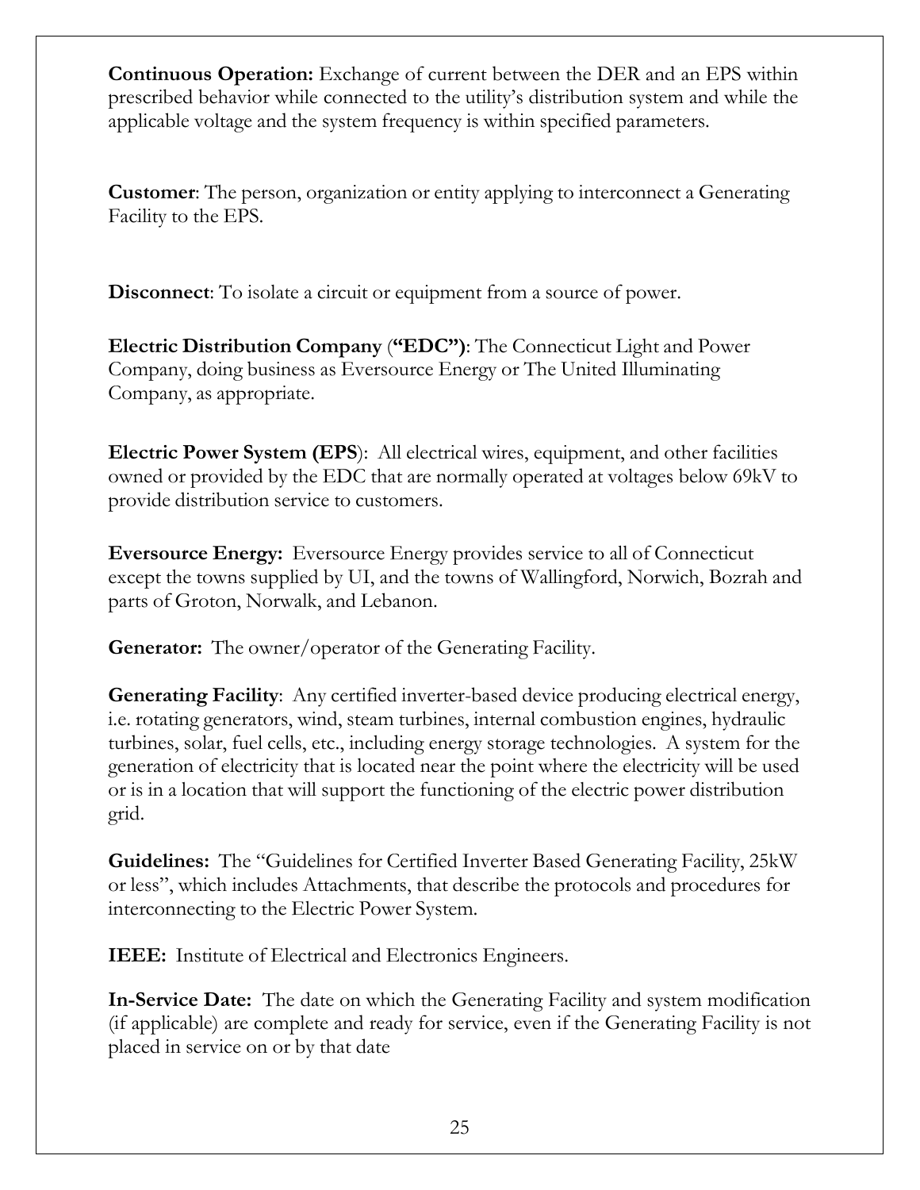**Continuous Operation:** Exchange of current between the DER and an EPS within prescribed behavior while connected to the utility's distribution system and while the applicable voltage and the system frequency is within specified parameters.

**Customer**: The person, organization or entity applying to interconnect a Generating Facility to the EPS.

**Disconnect**: To isolate a circuit or equipment from a source of power.

**Electric Distribution Company** (**"EDC")**: The Connecticut Light and Power Company, doing business as Eversource Energy or The United Illuminating Company, as appropriate.

**Electric Power System (EPS**): All electrical wires, equipment, and other facilities owned or provided by the EDC that are normally operated at voltages below 69kV to provide distribution service to customers.

**Eversource Energy:** Eversource Energy provides service to all of Connecticut except the towns supplied by UI, and the towns of Wallingford, Norwich, Bozrah and parts of Groton, Norwalk, and Lebanon.

**Generator:** The owner/operator of the Generating Facility.

**Generating Facility**: Any certified inverter-based device producing electrical energy, i.e. rotating generators, wind, steam turbines, internal combustion engines, hydraulic turbines, solar, fuel cells, etc., including energy storage technologies. A system for the generation of electricity that is located near the point where the electricity will be used or is in a location that will support the functioning of the electric power distribution grid.

**Guidelines:** The "Guidelines for Certified Inverter Based Generating Facility, 25kW or less", which includes Attachments, that describe the protocols and procedures for interconnecting to the Electric Power System.

**IEEE:** Institute of Electrical and Electronics Engineers.

**In-Service Date:** The date on which the Generating Facility and system modification (if applicable) are complete and ready for service, even if the Generating Facility is not placed in service on or by that date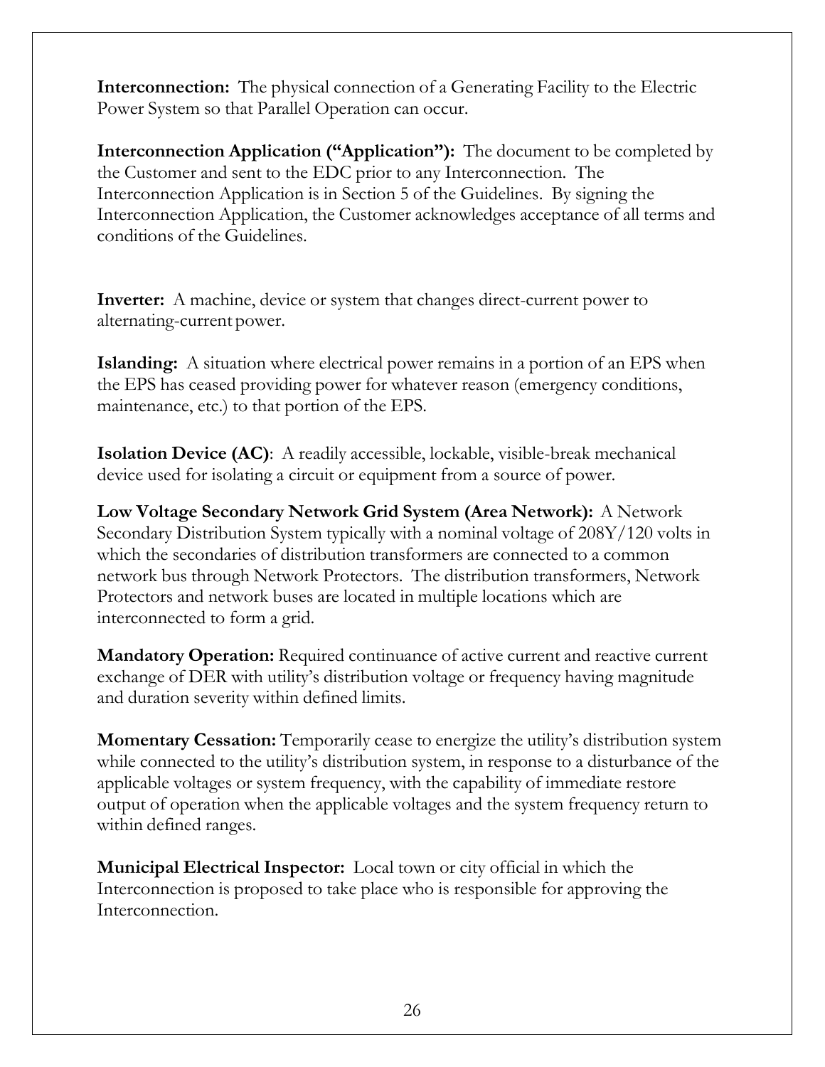**Interconnection:** The physical connection of a Generating Facility to the Electric Power System so that Parallel Operation can occur.

**Interconnection Application ("Application"):** The document to be completed by the Customer and sent to the EDC prior to any Interconnection. The Interconnection Application is in Section 5 of the Guidelines. By signing the Interconnection Application, the Customer acknowledges acceptance of all terms and conditions of the Guidelines.

**Inverter:** A machine, device or system that changes direct-current power to alternating-current power.

**Islanding:** A situation where electrical power remains in a portion of an EPS when the EPS has ceased providing power for whatever reason (emergency conditions, maintenance, etc.) to that portion of the EPS.

**Isolation Device (AC)**: A readily accessible, lockable, visible-break mechanical device used for isolating a circuit or equipment from a source of power.

**Low Voltage Secondary Network Grid System (Area Network):** A Network Secondary Distribution System typically with a nominal voltage of 208Y/120 volts in which the secondaries of distribution transformers are connected to a common network bus through Network Protectors. The distribution transformers, Network Protectors and network buses are located in multiple locations which are interconnected to form a grid.

**Mandatory Operation:** Required continuance of active current and reactive current exchange of DER with utility's distribution voltage or frequency having magnitude and duration severity within defined limits.

**Momentary Cessation:** Temporarily cease to energize the utility's distribution system while connected to the utility's distribution system, in response to a disturbance of the applicable voltages or system frequency, with the capability of immediate restore output of operation when the applicable voltages and the system frequency return to within defined ranges.

**Municipal Electrical Inspector:** Local town or city official in which the Interconnection is proposed to take place who is responsible for approving the Interconnection.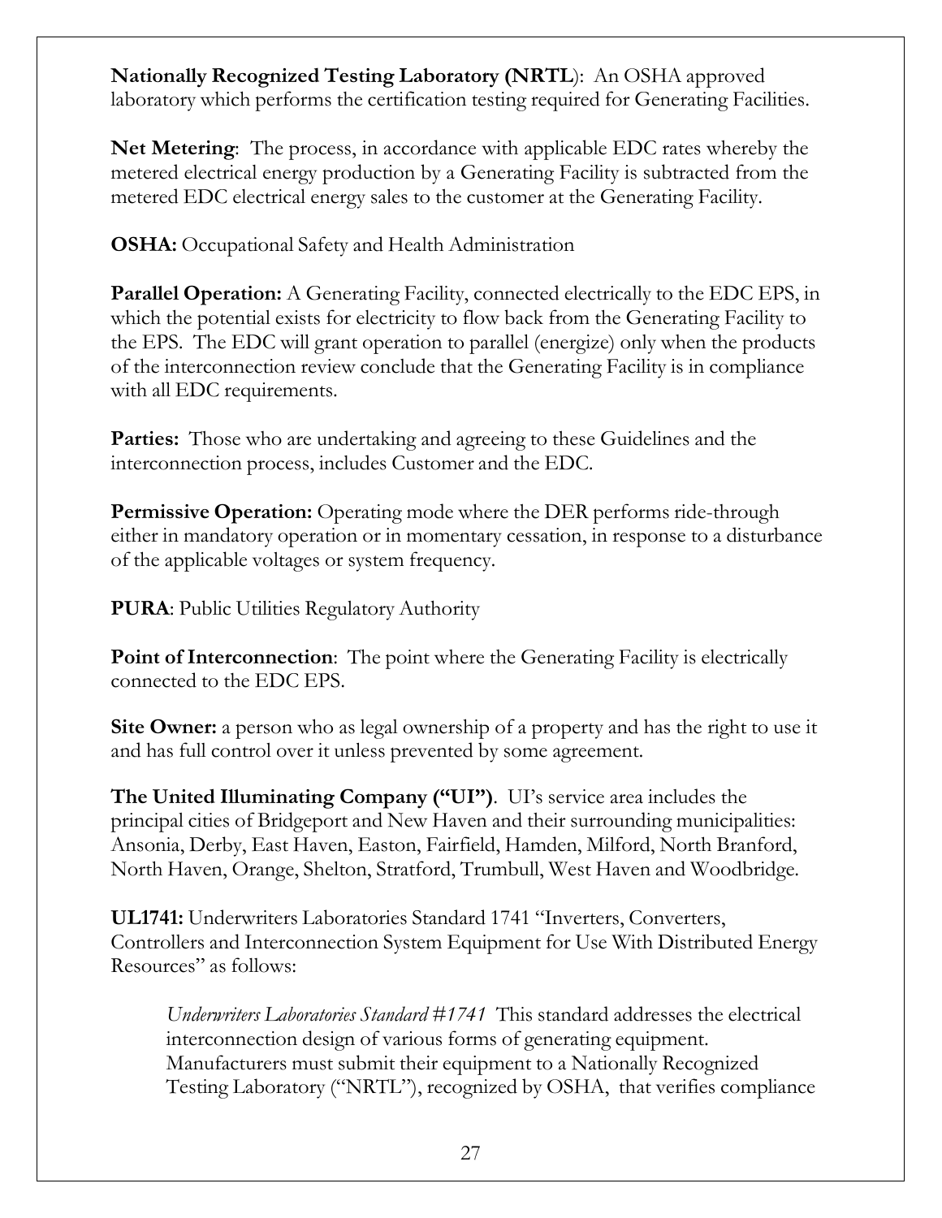**Nationally Recognized Testing Laboratory (NRTL**): An OSHA approved laboratory which performs the certification testing required for Generating Facilities.

**Net Metering**: The process, in accordance with applicable EDC rates whereby the metered electrical energy production by a Generating Facility is subtracted from the metered EDC electrical energy sales to the customer at the Generating Facility.

**OSHA:** Occupational Safety and Health Administration

**Parallel Operation:** A Generating Facility, connected electrically to the EDC EPS, in which the potential exists for electricity to flow back from the Generating Facility to the EPS. The EDC will grant operation to parallel (energize) only when the products of the interconnection review conclude that the Generating Facility is in compliance with all EDC requirements.

**Parties:** Those who are undertaking and agreeing to these Guidelines and the interconnection process, includes Customer and the EDC.

**Permissive Operation:** Operating mode where the DER performs ride-through either in mandatory operation or in momentary cessation, in response to a disturbance of the applicable voltages or system frequency.

**PURA**: Public Utilities Regulatory Authority

**Point of Interconnection**: The point where the Generating Facility is electrically connected to the EDC EPS.

**Site Owner:** a person who as legal ownership of a property and has the right to use it and has full control over it unless prevented by some agreement.

**The United Illuminating Company ("UI")**. UI's service area includes the principal cities of Bridgeport and New Haven and their surrounding municipalities: Ansonia, Derby, East Haven, Easton, Fairfield, Hamden, Milford, North Branford, North Haven, Orange, Shelton, Stratford, Trumbull, West Haven and Woodbridge.

**UL1741:** Underwriters Laboratories Standard 1741 "Inverters, Converters, Controllers and Interconnection System Equipment for Use With Distributed Energy Resources" as follows:

> *Underwriters Laboratories Standard #1741* This standard addresses the electrical interconnection design of various forms of generating equipment. Manufacturers must submit their equipment to a Nationally Recognized Testing Laboratory ("NRTL"), recognized by OSHA, that verifies compliance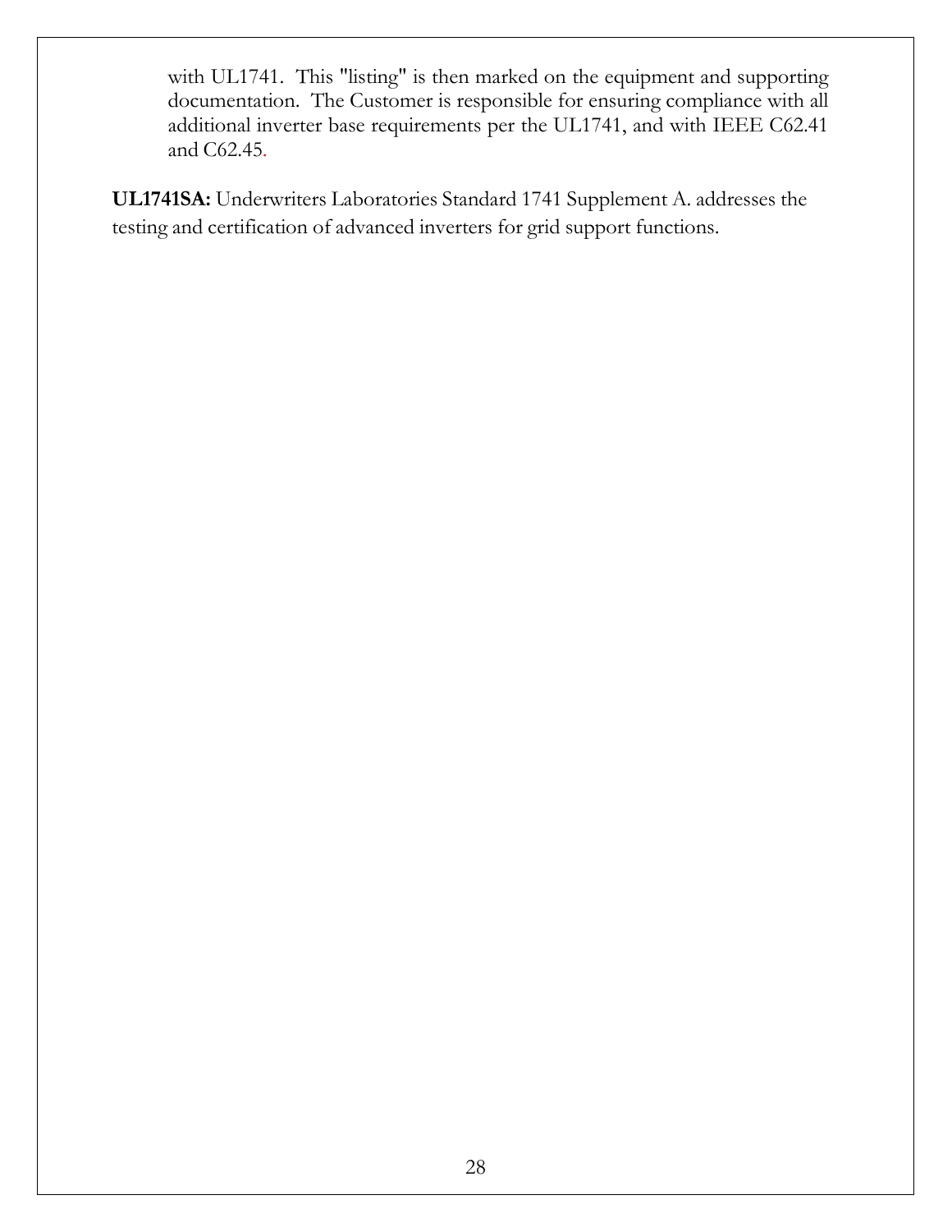with UL1741. This "listing" is then marked on the equipment and supporting documentation. The Customer is responsible for ensuring compliance with all additional inverter base requirements per the UL1741, and with IEEE C62.41 and C62.45.

**UL1741SA:** Underwriters Laboratories Standard 1741 Supplement A. addresses the testing and certification of advanced inverters for grid support functions.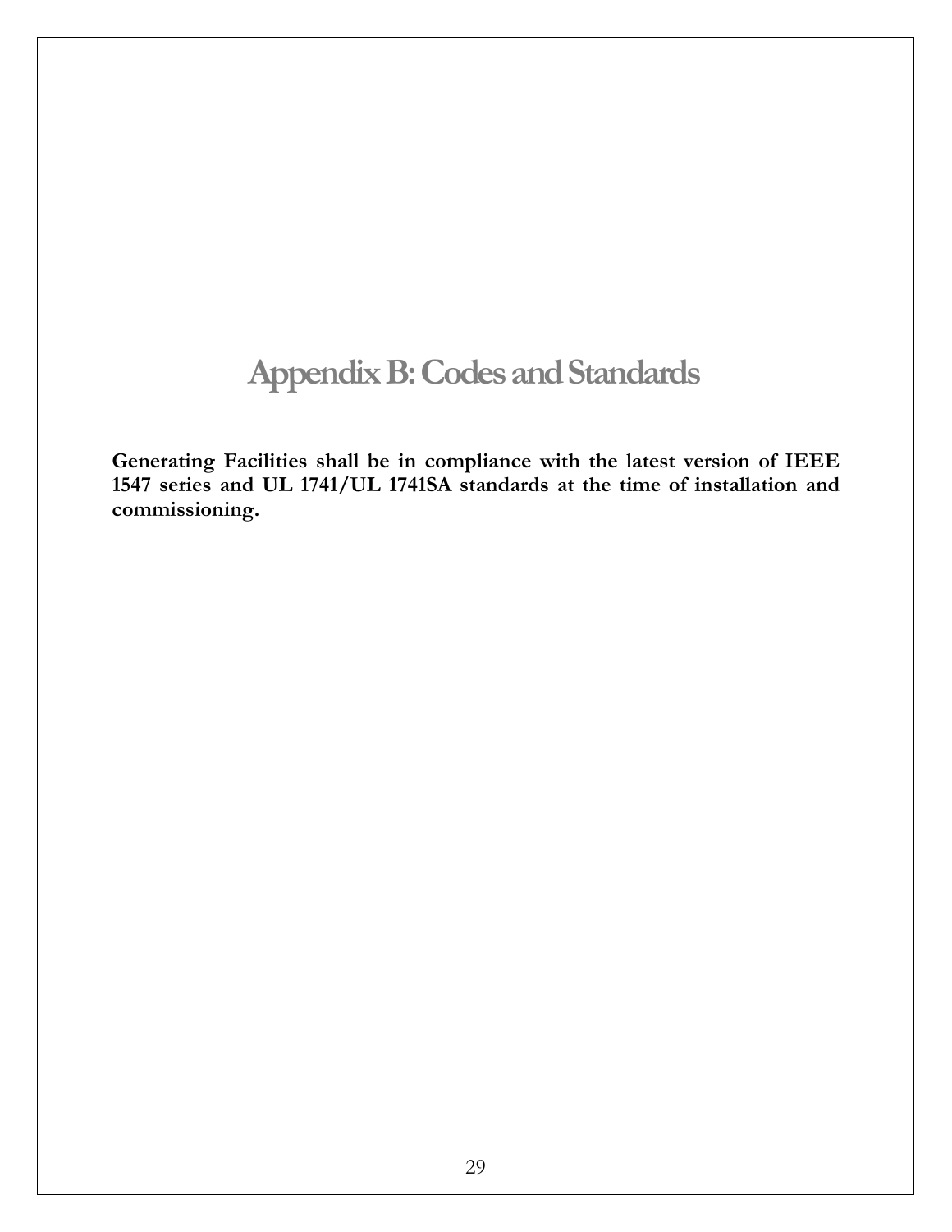# Appendix B: Codes and Standards

**Generating Facilities shall be in compliance with the latest version of IEEE 1547 series and UL 1741/UL 1741SA standards at the time of installation and commissioning.**